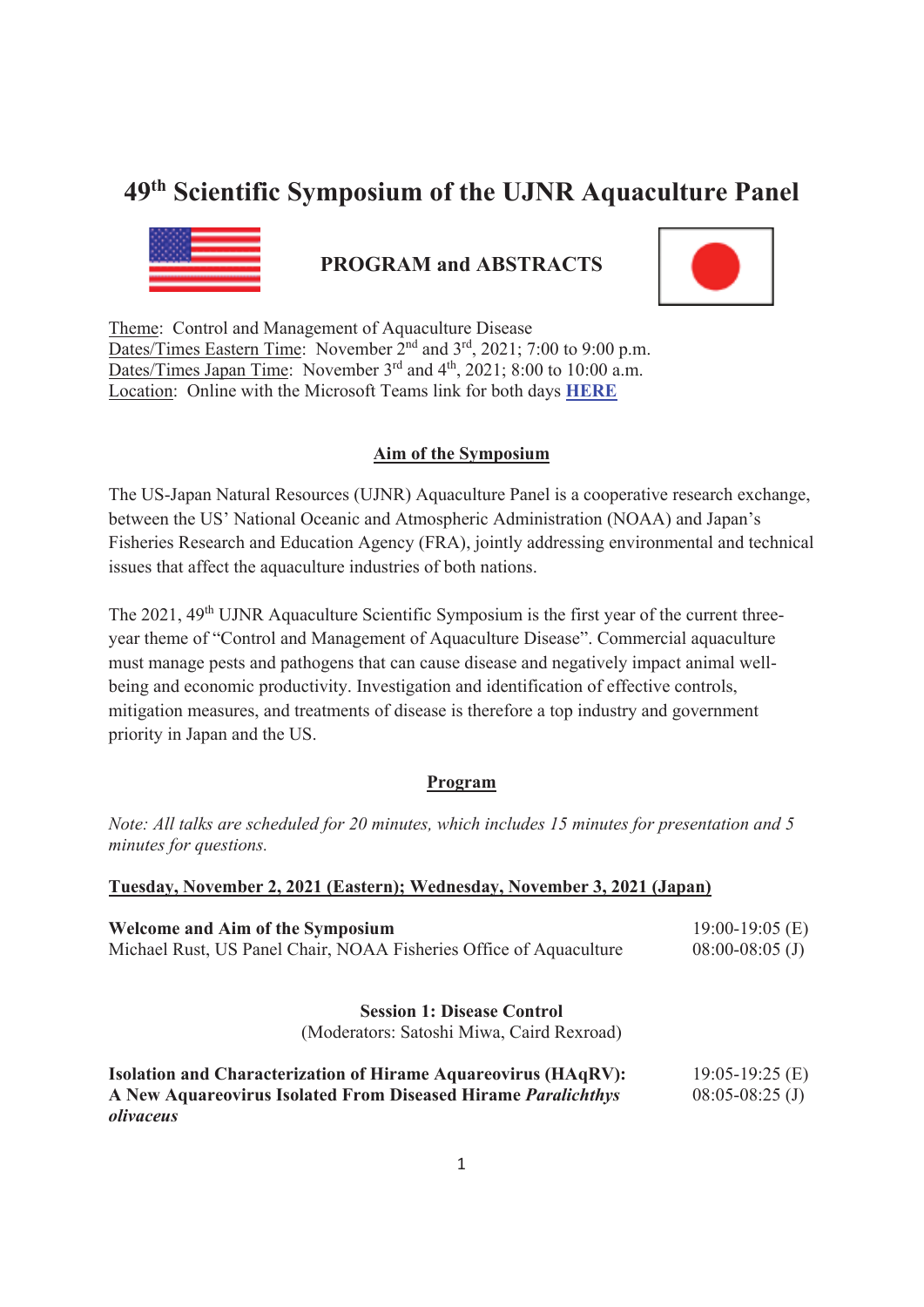# 49th Scientific Symposium of the UJNR Aquaculture Panel

## PROGRAM and ABSTRACTS

Theme: Control and Management of Aquaculture Disease
Dates/Times Eastern Time: November 2nd and 3rd, 2021; 7:00 to 9:00 p.m.
Dates/Times Japan Time: November 3rd and 4th, 2021; 8:00 to 10:00 a.m.
Location: Online with the Microsoft Teams link for both days **HERE**

### Aim of the Symposium

The US-Japan Natural Resources (UJNR) Aquaculture Panel is a cooperative research exchange, between the US' National Oceanic and Atmospheric Administration (NOAA) and Japan's Fisheries Research and Education Agency (FRA), jointly addressing environmental and technical issues that affect the aquaculture industries of both nations.

The 2021, 49th UJNR Aquaculture Scientific Symposium is the first year of the current three-year theme of "Control and Management of Aquaculture Disease". Commercial aquaculture must manage pests and pathogens that can cause disease and negatively impact animal well-being and economic productivity. Investigation and identification of effective controls, mitigation measures, and treatments of disease is therefore a top industry and government priority in Japan and the US.

### Program

*Note: All talks are scheduled for 20 minutes, which includes 15 minutes for presentation and 5 minutes for questions.*

**Tuesday, November 2, 2021 (Eastern); Wednesday, November 3, 2021 (Japan)**

**Welcome and Aim of the Symposium** — 19:00-19:05 (E), 08:00-08:05 (J)
Michael Rust, US Panel Chair, NOAA Fisheries Office of Aquaculture

**Session 1: Disease Control**
(Moderators: Satoshi Miwa, Caird Rexroad)

**Isolation and Characterization of Hirame Aquareovirus (HAqRV): A New Aquareovirus Isolated From Diseased Hirame *Paralichthys olivaceus*** — 19:05-19:25 (E), 08:05-08:25 (J)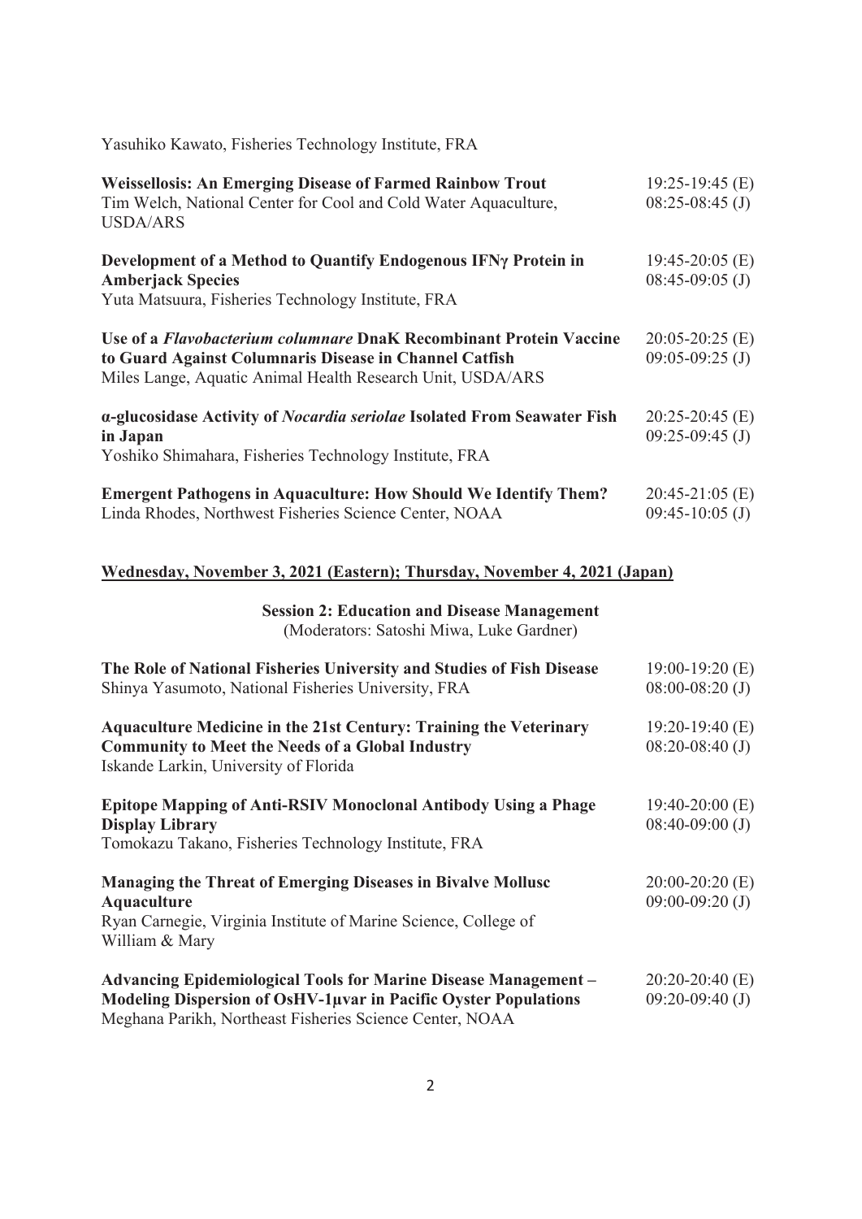Yasuhiko Kawato, Fisheries Technology Institute, FRA

**Weissellosis: An Emerging Disease of Farmed Rainbow Trout** 19:25-19:45 (E) 08:25-08:45 (J)
Tim Welch, National Center for Cool and Cold Water Aquaculture, USDA/ARS

**Development of a Method to Quantify Endogenous IFNγ Protein in Amberjack Species** 19:45-20:05 (E) 08:45-09:05 (J)
Yuta Matsuura, Fisheries Technology Institute, FRA

**Use of a *Flavobacterium columnare* DnaK Recombinant Protein Vaccine to Guard Against Columnaris Disease in Channel Catfish** 20:05-20:25 (E) 09:05-09:25 (J)
Miles Lange, Aquatic Animal Health Research Unit, USDA/ARS

**α-glucosidase Activity of *Nocardia seriolae* Isolated From Seawater Fish in Japan** 20:25-20:45 (E) 09:25-09:45 (J)
Yoshiko Shimahara, Fisheries Technology Institute, FRA

**Emergent Pathogens in Aquaculture: How Should We Identify Them?** 20:45-21:05 (E) 09:45-10:05 (J)
Linda Rhodes, Northwest Fisheries Science Center, NOAA

## Wednesday, November 3, 2021 (Eastern); Thursday, November 4, 2021 (Japan)

### Session 2: Education and Disease Management

(Moderators: Satoshi Miwa, Luke Gardner)

**The Role of National Fisheries University and Studies of Fish Disease** 19:00-19:20 (E) 08:00-08:20 (J)
Shinya Yasumoto, National Fisheries University, FRA

**Aquaculture Medicine in the 21st Century: Training the Veterinary Community to Meet the Needs of a Global Industry** 19:20-19:40 (E) 08:20-08:40 (J)
Iskande Larkin, University of Florida

**Epitope Mapping of Anti-RSIV Monoclonal Antibody Using a Phage Display Library** 19:40-20:00 (E) 08:40-09:00 (J)
Tomokazu Takano, Fisheries Technology Institute, FRA

**Managing the Threat of Emerging Diseases in Bivalve Mollusc Aquaculture** 20:00-20:20 (E) 09:00-09:20 (J)
Ryan Carnegie, Virginia Institute of Marine Science, College of William & Mary

**Advancing Epidemiological Tools for Marine Disease Management – Modeling Dispersion of OsHV-1μvar in Pacific Oyster Populations** 20:20-20:40 (E) 09:20-09:40 (J)
Meghana Parikh, Northeast Fisheries Science Center, NOAA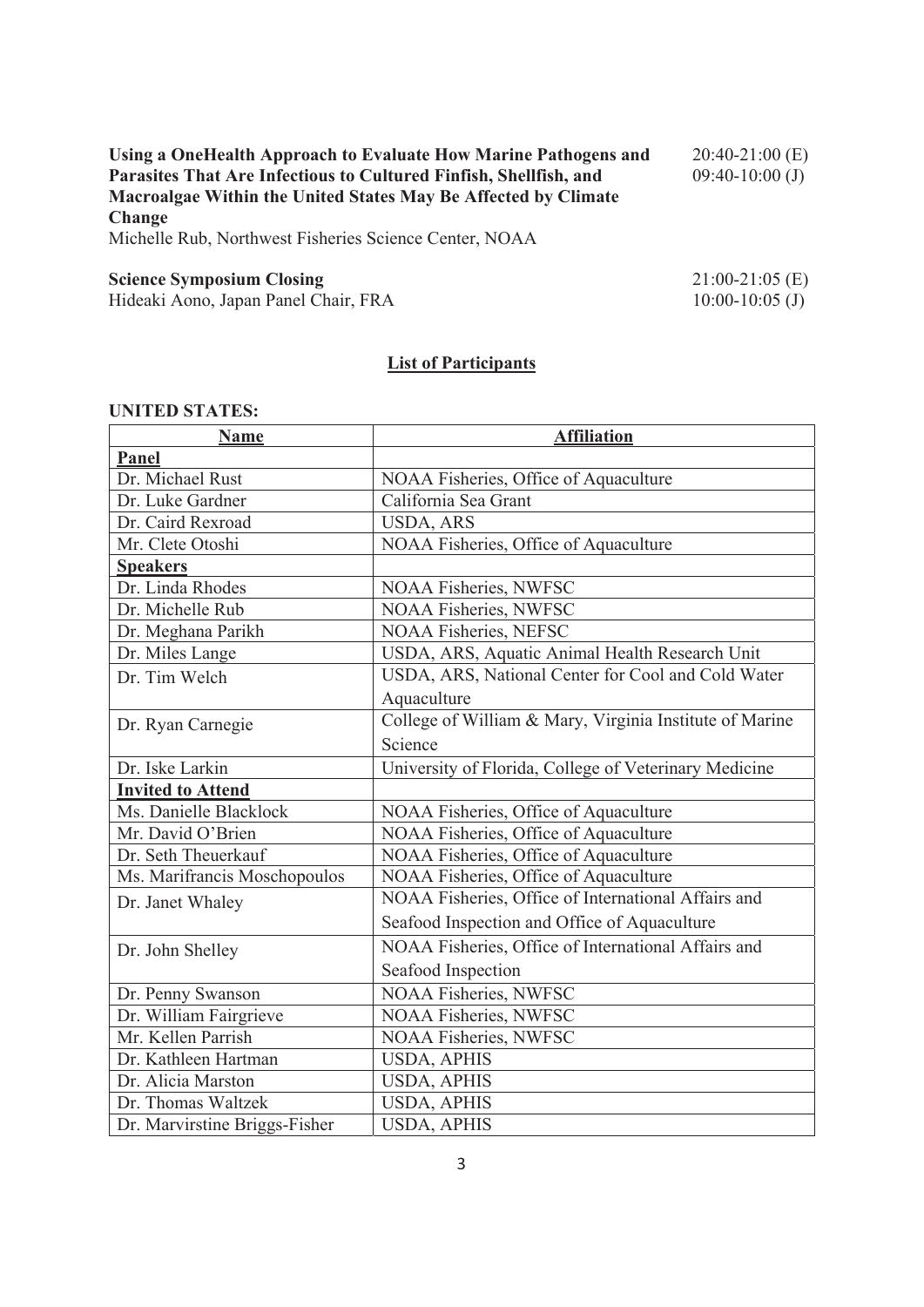**Using a OneHealth Approach to Evaluate How Marine Pathogens and Parasites That Are Infectious to Cultured Finfish, Shellfish, and Macroalgae Within the United States May Be Affected by Climate Change** 20:40-21:00 (E) 09:40-10:00 (J)
Michelle Rub, Northwest Fisheries Science Center, NOAA

**Science Symposium Closing** 21:00-21:05 (E) 10:00-10:05 (J)
Hideaki Aono, Japan Panel Chair, FRA

## List of Participants

**UNITED STATES:**

| Name | Affiliation |
|---|---|
| **Panel** | |
| Dr. Michael Rust | NOAA Fisheries, Office of Aquaculture |
| Dr. Luke Gardner | California Sea Grant |
| Dr. Caird Rexroad | USDA, ARS |
| Mr. Clete Otoshi | NOAA Fisheries, Office of Aquaculture |
| **Speakers** | |
| Dr. Linda Rhodes | NOAA Fisheries, NWFSC |
| Dr. Michelle Rub | NOAA Fisheries, NWFSC |
| Dr. Meghana Parikh | NOAA Fisheries, NEFSC |
| Dr. Miles Lange | USDA, ARS, Aquatic Animal Health Research Unit |
| Dr. Tim Welch | USDA, ARS, National Center for Cool and Cold Water Aquaculture |
| Dr. Ryan Carnegie | College of William & Mary, Virginia Institute of Marine Science |
| Dr. Iske Larkin | University of Florida, College of Veterinary Medicine |
| **Invited to Attend** | |
| Ms. Danielle Blacklock | NOAA Fisheries, Office of Aquaculture |
| Mr. David O'Brien | NOAA Fisheries, Office of Aquaculture |
| Dr. Seth Theuerkauf | NOAA Fisheries, Office of Aquaculture |
| Ms. Marifrancis Moschopoulos | NOAA Fisheries, Office of Aquaculture |
| Dr. Janet Whaley | NOAA Fisheries, Office of International Affairs and Seafood Inspection and Office of Aquaculture |
| Dr. John Shelley | NOAA Fisheries, Office of International Affairs and Seafood Inspection |
| Dr. Penny Swanson | NOAA Fisheries, NWFSC |
| Dr. William Fairgrieve | NOAA Fisheries, NWFSC |
| Mr. Kellen Parrish | NOAA Fisheries, NWFSC |
| Dr. Kathleen Hartman | USDA, APHIS |
| Dr. Alicia Marston | USDA, APHIS |
| Dr. Thomas Waltzek | USDA, APHIS |
| Dr. Marvirstine Briggs-Fisher | USDA, APHIS |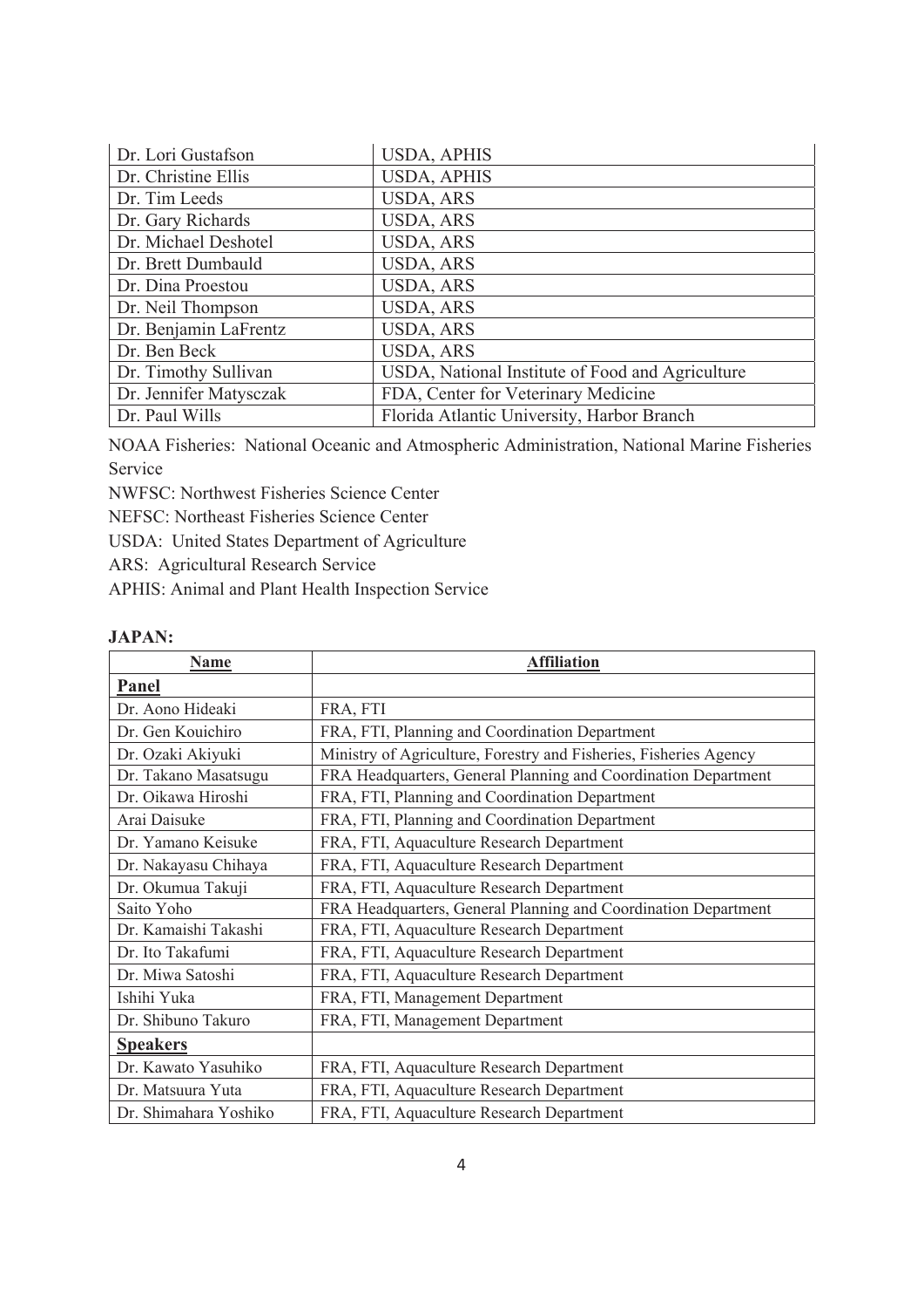| | |
|---|---|
| Dr. Lori Gustafson | USDA, APHIS |
| Dr. Christine Ellis | USDA, APHIS |
| Dr. Tim Leeds | USDA, ARS |
| Dr. Gary Richards | USDA, ARS |
| Dr. Michael Deshotel | USDA, ARS |
| Dr. Brett Dumbauld | USDA, ARS |
| Dr. Dina Proestou | USDA, ARS |
| Dr. Neil Thompson | USDA, ARS |
| Dr. Benjamin LaFrentz | USDA, ARS |
| Dr. Ben Beck | USDA, ARS |
| Dr. Timothy Sullivan | USDA, National Institute of Food and Agriculture |
| Dr. Jennifer Matysczak | FDA, Center for Veterinary Medicine |
| Dr. Paul Wills | Florida Atlantic University, Harbor Branch |

NOAA Fisheries: National Oceanic and Atmospheric Administration, National Marine Fisheries Service

NWFSC: Northwest Fisheries Science Center

NEFSC: Northeast Fisheries Science Center

USDA: United States Department of Agriculture

ARS: Agricultural Research Service

APHIS: Animal and Plant Health Inspection Service

**JAPAN:**

| Name | Affiliation |
|---|---|
| **Panel** | |
| Dr. Aono Hideaki | FRA, FTI |
| Dr. Gen Kouichiro | FRA, FTI, Planning and Coordination Department |
| Dr. Ozaki Akiyuki | Ministry of Agriculture, Forestry and Fisheries, Fisheries Agency |
| Dr. Takano Masatsugu | FRA Headquarters, General Planning and Coordination Department |
| Dr. Oikawa Hiroshi | FRA, FTI, Planning and Coordination Department |
| Arai Daisuke | FRA, FTI, Planning and Coordination Department |
| Dr. Yamano Keisuke | FRA, FTI, Aquaculture Research Department |
| Dr. Nakayasu Chihaya | FRA, FTI, Aquaculture Research Department |
| Dr. Okumua Takuji | FRA, FTI, Aquaculture Research Department |
| Saito Yoho | FRA Headquarters, General Planning and Coordination Department |
| Dr. Kamaishi Takashi | FRA, FTI, Aquaculture Research Department |
| Dr. Ito Takafumi | FRA, FTI, Aquaculture Research Department |
| Dr. Miwa Satoshi | FRA, FTI, Aquaculture Research Department |
| Ishihi Yuka | FRA, FTI, Management Department |
| Dr. Shibuno Takuro | FRA, FTI, Management Department |
| **Speakers** | |
| Dr. Kawato Yasuhiko | FRA, FTI, Aquaculture Research Department |
| Dr. Matsuura Yuta | FRA, FTI, Aquaculture Research Department |
| Dr. Shimahara Yoshiko | FRA, FTI, Aquaculture Research Department |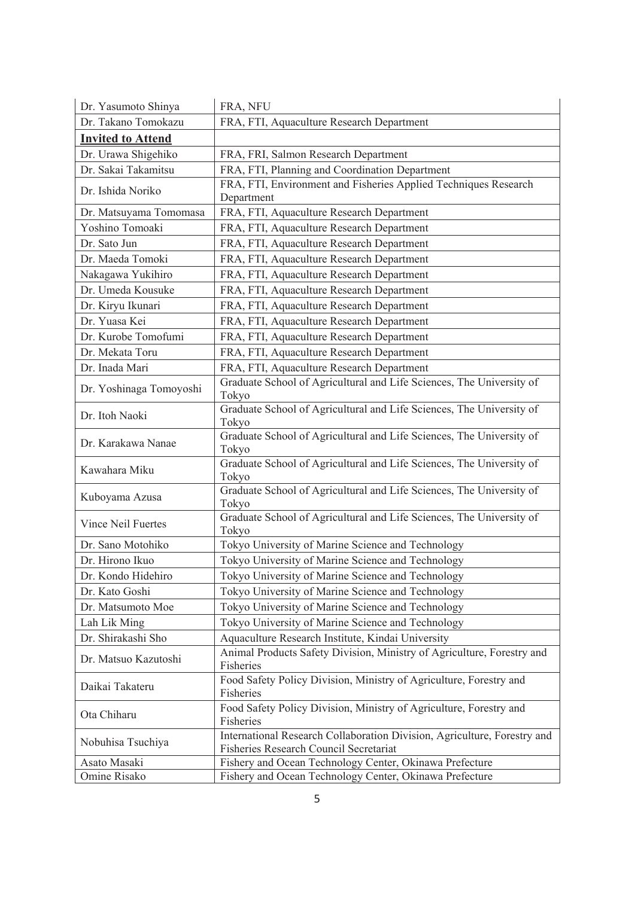| | |
|---|---|
| Dr. Yasumoto Shinya | FRA, NFU |
| Dr. Takano Tomokazu | FRA, FTI, Aquaculture Research Department |
| **Invited to Attend** | |
| Dr. Urawa Shigehiko | FRA, FRI, Salmon Research Department |
| Dr. Sakai Takamitsu | FRA, FTI, Planning and Coordination Department |
| Dr. Ishida Noriko | FRA, FTI, Environment and Fisheries Applied Techniques Research Department |
| Dr. Matsuyama Tomomasa | FRA, FTI, Aquaculture Research Department |
| Yoshino Tomoaki | FRA, FTI, Aquaculture Research Department |
| Dr. Sato Jun | FRA, FTI, Aquaculture Research Department |
| Dr. Maeda Tomoki | FRA, FTI, Aquaculture Research Department |
| Nakagawa Yukihiro | FRA, FTI, Aquaculture Research Department |
| Dr. Umeda Kousuke | FRA, FTI, Aquaculture Research Department |
| Dr. Kiryu Ikunari | FRA, FTI, Aquaculture Research Department |
| Dr. Yuasa Kei | FRA, FTI, Aquaculture Research Department |
| Dr. Kurobe Tomofumi | FRA, FTI, Aquaculture Research Department |
| Dr. Mekata Toru | FRA, FTI, Aquaculture Research Department |
| Dr. Inada Mari | FRA, FTI, Aquaculture Research Department |
| Dr. Yoshinaga Tomoyoshi | Graduate School of Agricultural and Life Sciences, The University of Tokyo |
| Dr. Itoh Naoki | Graduate School of Agricultural and Life Sciences, The University of Tokyo |
| Dr. Karakawa Nanae | Graduate School of Agricultural and Life Sciences, The University of Tokyo |
| Kawahara Miku | Graduate School of Agricultural and Life Sciences, The University of Tokyo |
| Kuboyama Azusa | Graduate School of Agricultural and Life Sciences, The University of Tokyo |
| Vince Neil Fuertes | Graduate School of Agricultural and Life Sciences, The University of Tokyo |
| Dr. Sano Motohiko | Tokyo University of Marine Science and Technology |
| Dr. Hirono Ikuo | Tokyo University of Marine Science and Technology |
| Dr. Kondo Hidehiro | Tokyo University of Marine Science and Technology |
| Dr. Kato Goshi | Tokyo University of Marine Science and Technology |
| Dr. Matsumoto Moe | Tokyo University of Marine Science and Technology |
| Lah Lik Ming | Tokyo University of Marine Science and Technology |
| Dr. Shirakashi Sho | Aquaculture Research Institute, Kindai University |
| Dr. Matsuo Kazutoshi | Animal Products Safety Division, Ministry of Agriculture, Forestry and Fisheries |
| Daikai Takateru | Food Safety Policy Division, Ministry of Agriculture, Forestry and Fisheries |
| Ota Chiharu | Food Safety Policy Division, Ministry of Agriculture, Forestry and Fisheries |
| Nobuhisa Tsuchiya | International Research Collaboration Division, Agriculture, Forestry and Fisheries Research Council Secretariat |
| Asato Masaki | Fishery and Ocean Technology Center, Okinawa Prefecture |
| Omine Risako | Fishery and Ocean Technology Center, Okinawa Prefecture |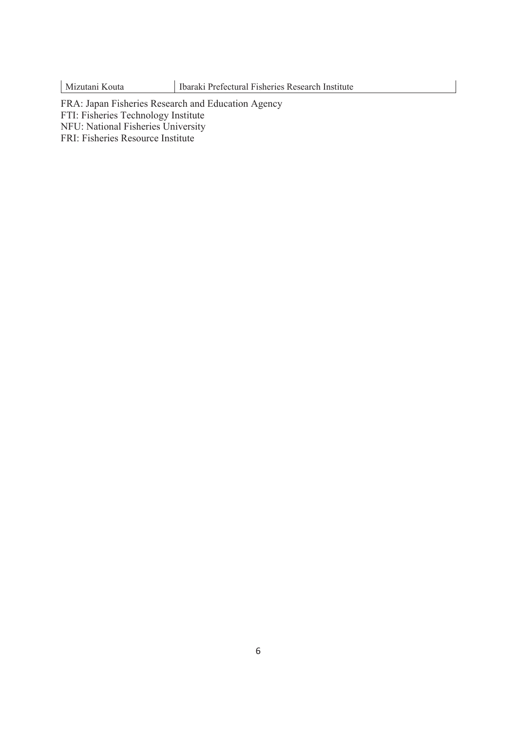| Mizutani Kouta | Ibaraki Prefectural Fisheries Research Institute |
|---|---|

FRA: Japan Fisheries Research and Education Agency
FTI: Fisheries Technology Institute
NFU: National Fisheries University
FRI: Fisheries Resource Institute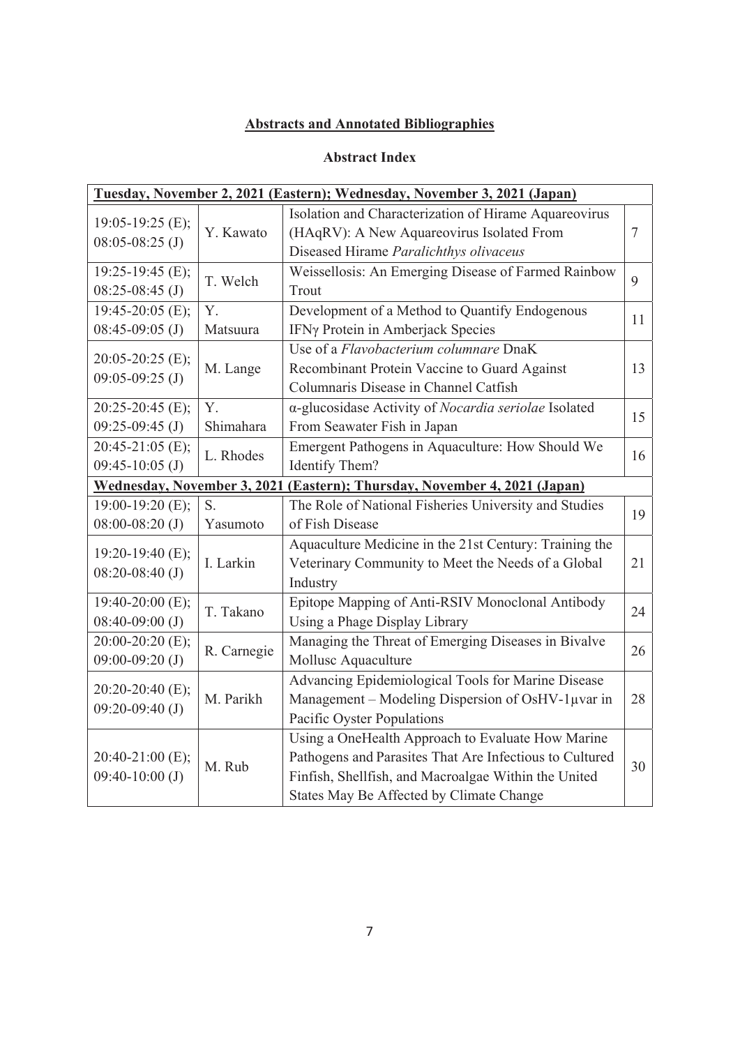# Abstracts and Annotated Bibliographies

## Abstract Index

| Tuesday, November 2, 2021 (Eastern); Wednesday, November 3, 2021 (Japan) | | | |
|---|---|---|---|
| 19:05-19:25 (E); 08:05-08:25 (J) | Y. Kawato | Isolation and Characterization of Hirame Aquareovirus (HAqRV): A New Aquareovirus Isolated From Diseased Hirame *Paralichthys olivaceus* | 7 |
| 19:25-19:45 (E); 08:25-08:45 (J) | T. Welch | Weissellosis: An Emerging Disease of Farmed Rainbow Trout | 9 |
| 19:45-20:05 (E); 08:45-09:05 (J) | Y. Matsuura | Development of a Method to Quantify Endogenous IFNγ Protein in Amberjack Species | 11 |
| 20:05-20:25 (E); 09:05-09:25 (J) | M. Lange | Use of a *Flavobacterium columnare* DnaK Recombinant Protein Vaccine to Guard Against Columnaris Disease in Channel Catfish | 13 |
| 20:25-20:45 (E); 09:25-09:45 (J) | Y. Shimahara | α-glucosidase Activity of *Nocardia seriolae* Isolated From Seawater Fish in Japan | 15 |
| 20:45-21:05 (E); 09:45-10:05 (J) | L. Rhodes | Emergent Pathogens in Aquaculture: How Should We Identify Them? | 16 |
| **Wednesday, November 3, 2021 (Eastern); Thursday, November 4, 2021 (Japan)** | | | |
| 19:00-19:20 (E); 08:00-08:20 (J) | S. Yasumoto | The Role of National Fisheries University and Studies of Fish Disease | 19 |
| 19:20-19:40 (E); 08:20-08:40 (J) | I. Larkin | Aquaculture Medicine in the 21st Century: Training the Veterinary Community to Meet the Needs of a Global Industry | 21 |
| 19:40-20:00 (E); 08:40-09:00 (J) | T. Takano | Epitope Mapping of Anti-RSIV Monoclonal Antibody Using a Phage Display Library | 24 |
| 20:00-20:20 (E); 09:00-09:20 (J) | R. Carnegie | Managing the Threat of Emerging Diseases in Bivalve Mollusc Aquaculture | 26 |
| 20:20-20:40 (E); 09:20-09:40 (J) | M. Parikh | Advancing Epidemiological Tools for Marine Disease Management – Modeling Dispersion of OsHV-1μvar in Pacific Oyster Populations | 28 |
| 20:40-21:00 (E); 09:40-10:00 (J) | M. Rub | Using a OneHealth Approach to Evaluate How Marine Pathogens and Parasites That Are Infectious to Cultured Finfish, Shellfish, and Macroalgae Within the United States May Be Affected by Climate Change | 30 |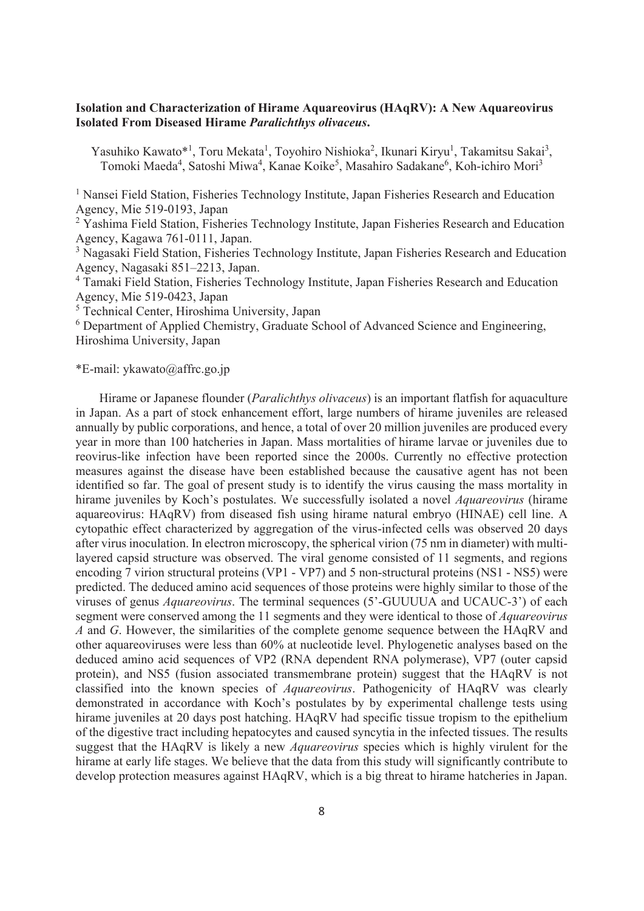**Isolation and Characterization of Hirame Aquareovirus (HAqRV): A New Aquareovirus Isolated From Diseased Hirame *Paralichthys olivaceus*.**

Yasuhiko Kawato*[1], Toru Mekata[1], Toyohiro Nishioka[2], Ikunari Kiryu[1], Takamitsu Sakai[3], Tomoki Maeda[4], Satoshi Miwa[4], Kanae Koike[5], Masahiro Sadakane[6], Koh-ichiro Mori[3]

[1] Nansei Field Station, Fisheries Technology Institute, Japan Fisheries Research and Education Agency, Mie 519-0193, Japan

[2] Yashima Field Station, Fisheries Technology Institute, Japan Fisheries Research and Education Agency, Kagawa 761-0111, Japan.

[3] Nagasaki Field Station, Fisheries Technology Institute, Japan Fisheries Research and Education Agency, Nagasaki 851–2213, Japan.

[4] Tamaki Field Station, Fisheries Technology Institute, Japan Fisheries Research and Education Agency, Mie 519-0423, Japan

[5] Technical Center, Hiroshima University, Japan

[6] Department of Applied Chemistry, Graduate School of Advanced Science and Engineering, Hiroshima University, Japan

*E-mail: ykawato@affrc.go.jp

Hirame or Japanese flounder (*Paralichthys olivaceus*) is an important flatfish for aquaculture in Japan. As a part of stock enhancement effort, large numbers of hirame juveniles are released annually by public corporations, and hence, a total of over 20 million juveniles are produced every year in more than 100 hatcheries in Japan. Mass mortalities of hirame larvae or juveniles due to reovirus-like infection have been reported since the 2000s. Currently no effective protection measures against the disease have been established because the causative agent has not been identified so far. The goal of present study is to identify the virus causing the mass mortality in hirame juveniles by Koch's postulates. We successfully isolated a novel *Aquareovirus* (hirame aquareovirus: HAqRV) from diseased fish using hirame natural embryo (HINAE) cell line. A cytopathic effect characterized by aggregation of the virus-infected cells was observed 20 days after virus inoculation. In electron microscopy, the spherical virion (75 nm in diameter) with multi-layered capsid structure was observed. The viral genome consisted of 11 segments, and regions encoding 7 virion structural proteins (VP1 - VP7) and 5 non-structural proteins (NS1 - NS5) were predicted. The deduced amino acid sequences of those proteins were highly similar to those of the viruses of genus *Aquareovirus*. The terminal sequences (5'-GUUUUA and UCAUC-3') of each segment were conserved among the 11 segments and they were identical to those of *Aquareovirus A* and *G*. However, the similarities of the complete genome sequence between the HAqRV and other aquareoviruses were less than 60% at nucleotide level. Phylogenetic analyses based on the deduced amino acid sequences of VP2 (RNA dependent RNA polymerase), VP7 (outer capsid protein), and NS5 (fusion associated transmembrane protein) suggest that the HAqRV is not classified into the known species of *Aquareovirus*. Pathogenicity of HAqRV was clearly demonstrated in accordance with Koch's postulates by by experimental challenge tests using hirame juveniles at 20 days post hatching. HAqRV had specific tissue tropism to the epithelium of the digestive tract including hepatocytes and caused syncytia in the infected tissues. The results suggest that the HAqRV is likely a new *Aquareovirus* species which is highly virulent for the hirame at early life stages. We believe that the data from this study will significantly contribute to develop protection measures against HAqRV, which is a big threat to hirame hatcheries in Japan.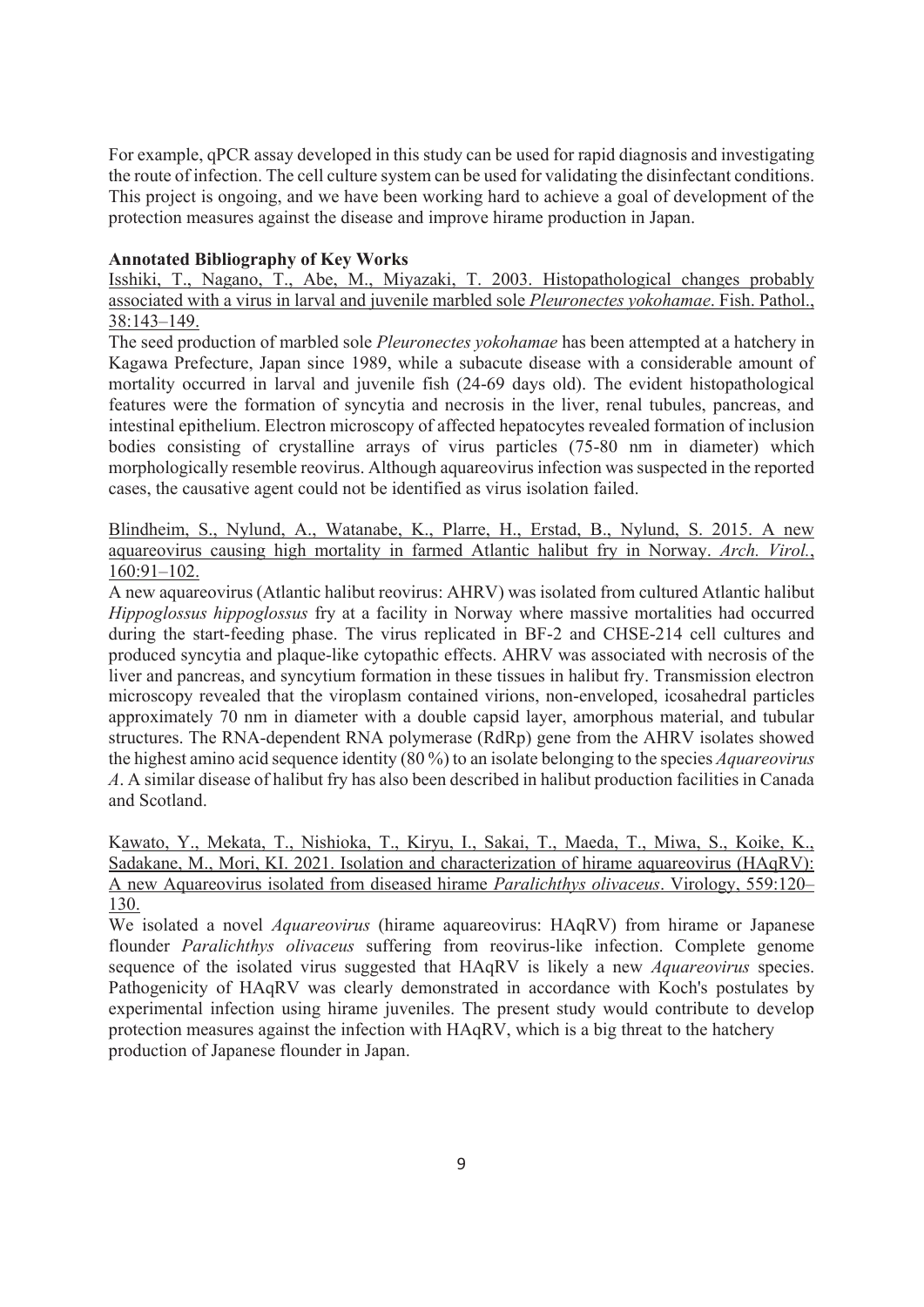For example, qPCR assay developed in this study can be used for rapid diagnosis and investigating the route of infection. The cell culture system can be used for validating the disinfectant conditions. This project is ongoing, and we have been working hard to achieve a goal of development of the protection measures against the disease and improve hirame production in Japan.

**Annotated Bibliography of Key Works**

Isshiki, T., Nagano, T., Abe, M., Miyazaki, T. 2003. Histopathological changes probably associated with a virus in larval and juvenile marbled sole *Pleuronectes yokohamae*. Fish. Pathol., 38:143–149.

The seed production of marbled sole *Pleuronectes yokohamae* has been attempted at a hatchery in Kagawa Prefecture, Japan since 1989, while a subacute disease with a considerable amount of mortality occurred in larval and juvenile fish (24-69 days old). The evident histopathological features were the formation of syncytia and necrosis in the liver, renal tubules, pancreas, and intestinal epithelium. Electron microscopy of affected hepatocytes revealed formation of inclusion bodies consisting of crystalline arrays of virus particles (75-80 nm in diameter) which morphologically resemble reovirus. Although aquareovirus infection was suspected in the reported cases, the causative agent could not be identified as virus isolation failed.

Blindheim, S., Nylund, A., Watanabe, K., Plarre, H., Erstad, B., Nylund, S. 2015. A new aquareovirus causing high mortality in farmed Atlantic halibut fry in Norway. *Arch. Virol.*, 160:91–102.

A new aquareovirus (Atlantic halibut reovirus: AHRV) was isolated from cultured Atlantic halibut *Hippoglossus hippoglossus* fry at a facility in Norway where massive mortalities had occurred during the start-feeding phase. The virus replicated in BF-2 and CHSE-214 cell cultures and produced syncytia and plaque-like cytopathic effects. AHRV was associated with necrosis of the liver and pancreas, and syncytium formation in these tissues in halibut fry. Transmission electron microscopy revealed that the viroplasm contained virions, non-enveloped, icosahedral particles approximately 70 nm in diameter with a double capsid layer, amorphous material, and tubular structures. The RNA-dependent RNA polymerase (RdRp) gene from the AHRV isolates showed the highest amino acid sequence identity (80 %) to an isolate belonging to the species *Aquareovirus A*. A similar disease of halibut fry has also been described in halibut production facilities in Canada and Scotland.

Kawato, Y., Mekata, T., Nishioka, T., Kiryu, I., Sakai, T., Maeda, T., Miwa, S., Koike, K., Sadakane, M., Mori, KI. 2021. Isolation and characterization of hirame aquareovirus (HAqRV): A new Aquareovirus isolated from diseased hirame *Paralichthys olivaceus*. Virology, 559:120–130.

We isolated a novel *Aquareovirus* (hirame aquareovirus: HAqRV) from hirame or Japanese flounder *Paralichthys olivaceus* suffering from reovirus-like infection. Complete genome sequence of the isolated virus suggested that HAqRV is likely a new *Aquareovirus* species. Pathogenicity of HAqRV was clearly demonstrated in accordance with Koch's postulates by experimental infection using hirame juveniles. The present study would contribute to develop protection measures against the infection with HAqRV, which is a big threat to the hatchery production of Japanese flounder in Japan.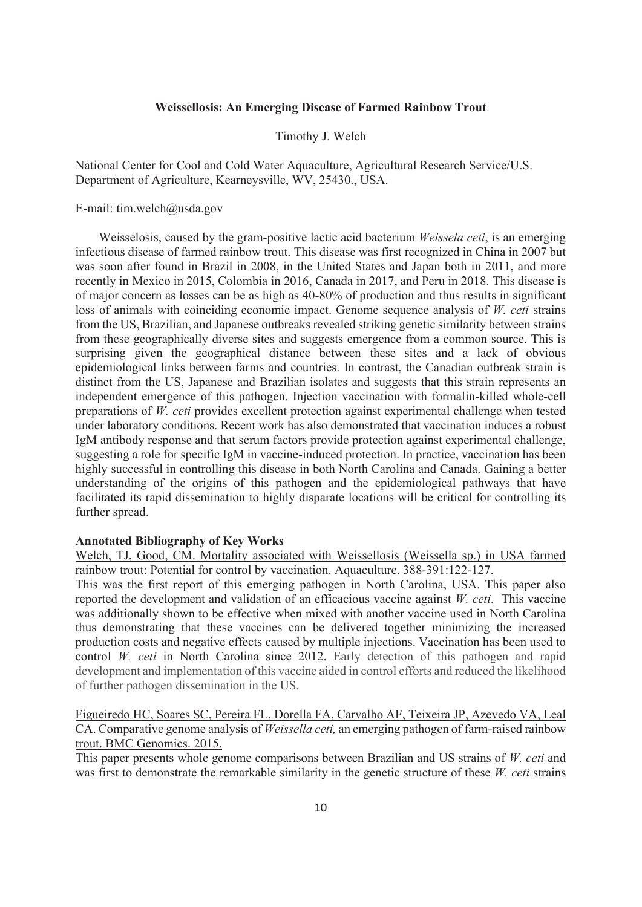**Weissellosis: An Emerging Disease of Farmed Rainbow Trout**

Timothy J. Welch

National Center for Cool and Cold Water Aquaculture, Agricultural Research Service/U.S. Department of Agriculture, Kearneysville, WV, 25430., USA.

E-mail: tim.welch@usda.gov

Weisselosis, caused by the gram-positive lactic acid bacterium *Weissela ceti*, is an emerging infectious disease of farmed rainbow trout. This disease was first recognized in China in 2007 but was soon after found in Brazil in 2008, in the United States and Japan both in 2011, and more recently in Mexico in 2015, Colombia in 2016, Canada in 2017, and Peru in 2018. This disease is of major concern as losses can be as high as 40-80% of production and thus results in significant loss of animals with coinciding economic impact. Genome sequence analysis of *W. ceti* strains from the US, Brazilian, and Japanese outbreaks revealed striking genetic similarity between strains from these geographically diverse sites and suggests emergence from a common source. This is surprising given the geographical distance between these sites and a lack of obvious epidemiological links between farms and countries. In contrast, the Canadian outbreak strain is distinct from the US, Japanese and Brazilian isolates and suggests that this strain represents an independent emergence of this pathogen. Injection vaccination with formalin-killed whole-cell preparations of *W. ceti* provides excellent protection against experimental challenge when tested under laboratory conditions. Recent work has also demonstrated that vaccination induces a robust IgM antibody response and that serum factors provide protection against experimental challenge, suggesting a role for specific IgM in vaccine-induced protection. In practice, vaccination has been highly successful in controlling this disease in both North Carolina and Canada. Gaining a better understanding of the origins of this pathogen and the epidemiological pathways that have facilitated its rapid dissemination to highly disparate locations will be critical for controlling its further spread.

**Annotated Bibliography of Key Works**

Welch, TJ, Good, CM. Mortality associated with Weissellosis (Weissella sp.) in USA farmed rainbow trout: Potential for control by vaccination. Aquaculture. 388-391:122-127.

This was the first report of this emerging pathogen in North Carolina, USA. This paper also reported the development and validation of an efficacious vaccine against *W. ceti*. This vaccine was additionally shown to be effective when mixed with another vaccine used in North Carolina thus demonstrating that these vaccines can be delivered together minimizing the increased production costs and negative effects caused by multiple injections. Vaccination has been used to control *W. ceti* in North Carolina since 2012. Early detection of this pathogen and rapid development and implementation of this vaccine aided in control efforts and reduced the likelihood of further pathogen dissemination in the US.

Figueiredo HC, Soares SC, Pereira FL, Dorella FA, Carvalho AF, Teixeira JP, Azevedo VA, Leal CA. Comparative genome analysis of *Weissella ceti,* an emerging pathogen of farm-raised rainbow trout. BMC Genomics. 2015.

This paper presents whole genome comparisons between Brazilian and US strains of *W. ceti* and was first to demonstrate the remarkable similarity in the genetic structure of these *W. ceti* strains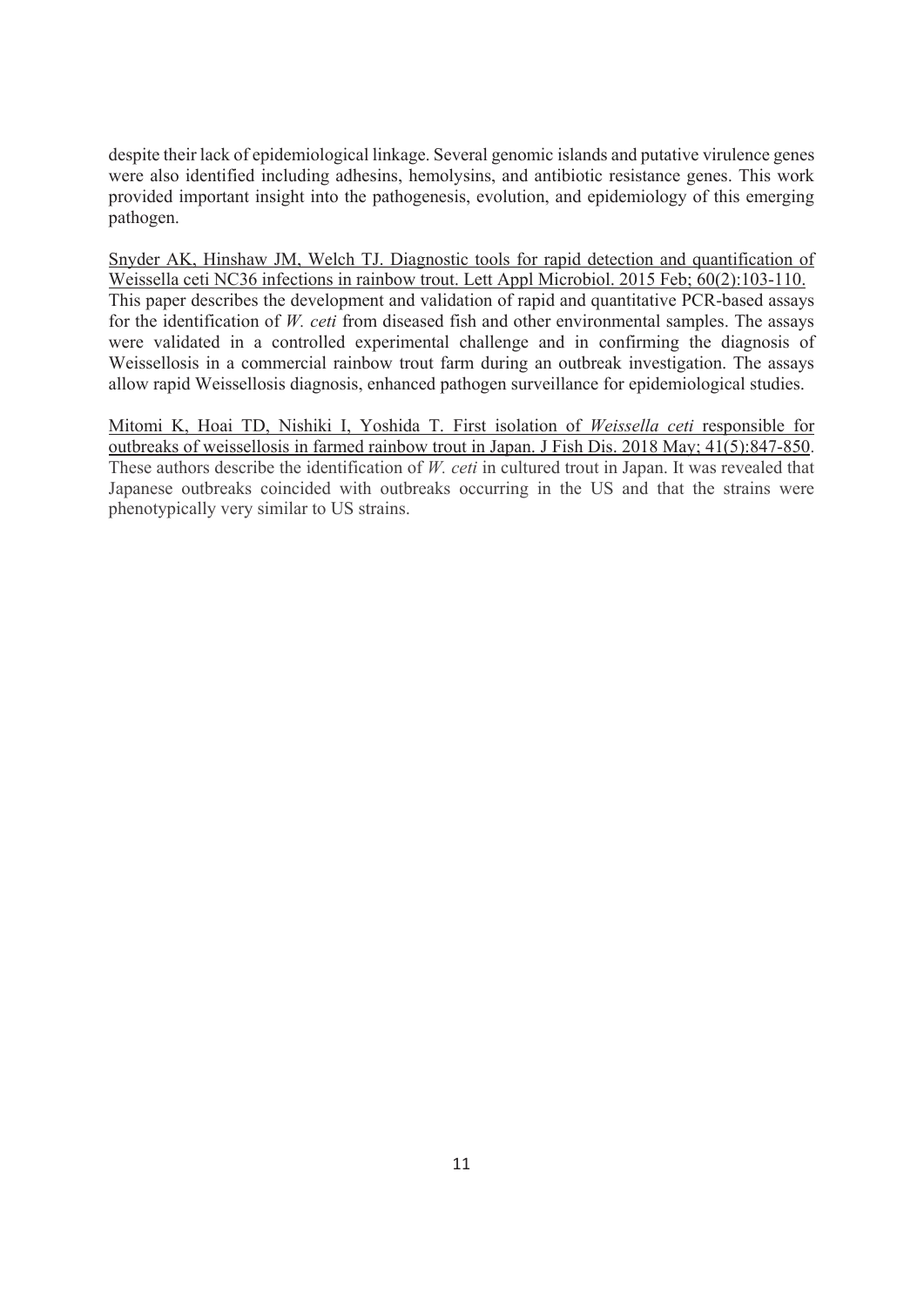despite their lack of epidemiological linkage. Several genomic islands and putative virulence genes were also identified including adhesins, hemolysins, and antibiotic resistance genes. This work provided important insight into the pathogenesis, evolution, and epidemiology of this emerging pathogen.

Snyder AK, Hinshaw JM, Welch TJ. Diagnostic tools for rapid detection and quantification of Weissella ceti NC36 infections in rainbow trout. Lett Appl Microbiol. 2015 Feb; 60(2):103-110. This paper describes the development and validation of rapid and quantitative PCR-based assays for the identification of *W. ceti* from diseased fish and other environmental samples. The assays were validated in a controlled experimental challenge and in confirming the diagnosis of Weissellosis in a commercial rainbow trout farm during an outbreak investigation. The assays allow rapid Weissellosis diagnosis, enhanced pathogen surveillance for epidemiological studies.

Mitomi K, Hoai TD, Nishiki I, Yoshida T. First isolation of *Weissella ceti* responsible for outbreaks of weissellosis in farmed rainbow trout in Japan. J Fish Dis. 2018 May; 41(5):847-850. These authors describe the identification of *W. ceti* in cultured trout in Japan. It was revealed that Japanese outbreaks coincided with outbreaks occurring in the US and that the strains were phenotypically very similar to US strains.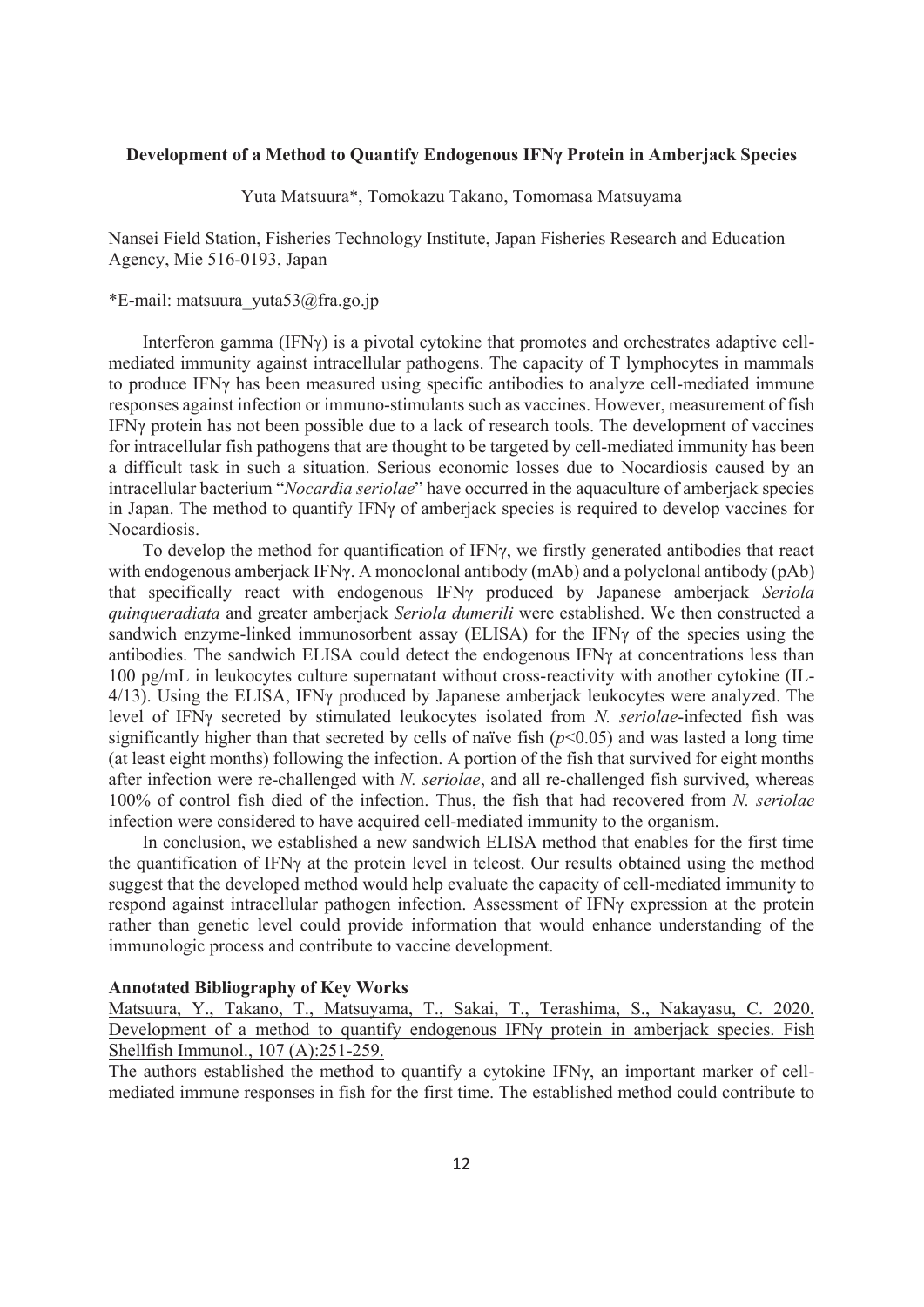**Development of a Method to Quantify Endogenous IFNγ Protein in Amberjack Species**

Yuta Matsuura*, Tomokazu Takano, Tomomasa Matsuyama

Nansei Field Station, Fisheries Technology Institute, Japan Fisheries Research and Education Agency, Mie 516-0193, Japan

*E-mail: matsuura_yuta53@fra.go.jp

Interferon gamma (IFNγ) is a pivotal cytokine that promotes and orchestrates adaptive cell-mediated immunity against intracellular pathogens. The capacity of T lymphocytes in mammals to produce IFNγ has been measured using specific antibodies to analyze cell-mediated immune responses against infection or immuno-stimulants such as vaccines. However, measurement of fish IFNγ protein has not been possible due to a lack of research tools. The development of vaccines for intracellular fish pathogens that are thought to be targeted by cell-mediated immunity has been a difficult task in such a situation. Serious economic losses due to Nocardiosis caused by an intracellular bacterium "*Nocardia seriolae*" have occurred in the aquaculture of amberjack species in Japan. The method to quantify IFNγ of amberjack species is required to develop vaccines for Nocardiosis.

To develop the method for quantification of IFNγ, we firstly generated antibodies that react with endogenous amberjack IFNγ. A monoclonal antibody (mAb) and a polyclonal antibody (pAb) that specifically react with endogenous IFNγ produced by Japanese amberjack *Seriola quinqueradiata* and greater amberjack *Seriola dumerili* were established. We then constructed a sandwich enzyme-linked immunosorbent assay (ELISA) for the IFNγ of the species using the antibodies. The sandwich ELISA could detect the endogenous IFNγ at concentrations less than 100 pg/mL in leukocytes culture supernatant without cross-reactivity with another cytokine (IL-4/13). Using the ELISA, IFNγ produced by Japanese amberjack leukocytes were analyzed. The level of IFNγ secreted by stimulated leukocytes isolated from *N. seriolae*-infected fish was significantly higher than that secreted by cells of naïve fish ($p<0.05$) and was lasted a long time (at least eight months) following the infection. A portion of the fish that survived for eight months after infection were re-challenged with *N. seriolae*, and all re-challenged fish survived, whereas 100% of control fish died of the infection. Thus, the fish that had recovered from *N. seriolae* infection were considered to have acquired cell-mediated immunity to the organism.

In conclusion, we established a new sandwich ELISA method that enables for the first time the quantification of IFNγ at the protein level in teleost. Our results obtained using the method suggest that the developed method would help evaluate the capacity of cell-mediated immunity to respond against intracellular pathogen infection. Assessment of IFNγ expression at the protein rather than genetic level could provide information that would enhance understanding of the immunologic process and contribute to vaccine development.

**Annotated Bibliography of Key Works**

Matsuura, Y., Takano, T., Matsuyama, T., Sakai, T., Terashima, S., Nakayasu, C. 2020. Development of a method to quantify endogenous IFNγ protein in amberjack species. Fish Shellfish Immunol., 107 (A):251-259.

The authors established the method to quantify a cytokine IFNγ, an important marker of cell-mediated immune responses in fish for the first time. The established method could contribute to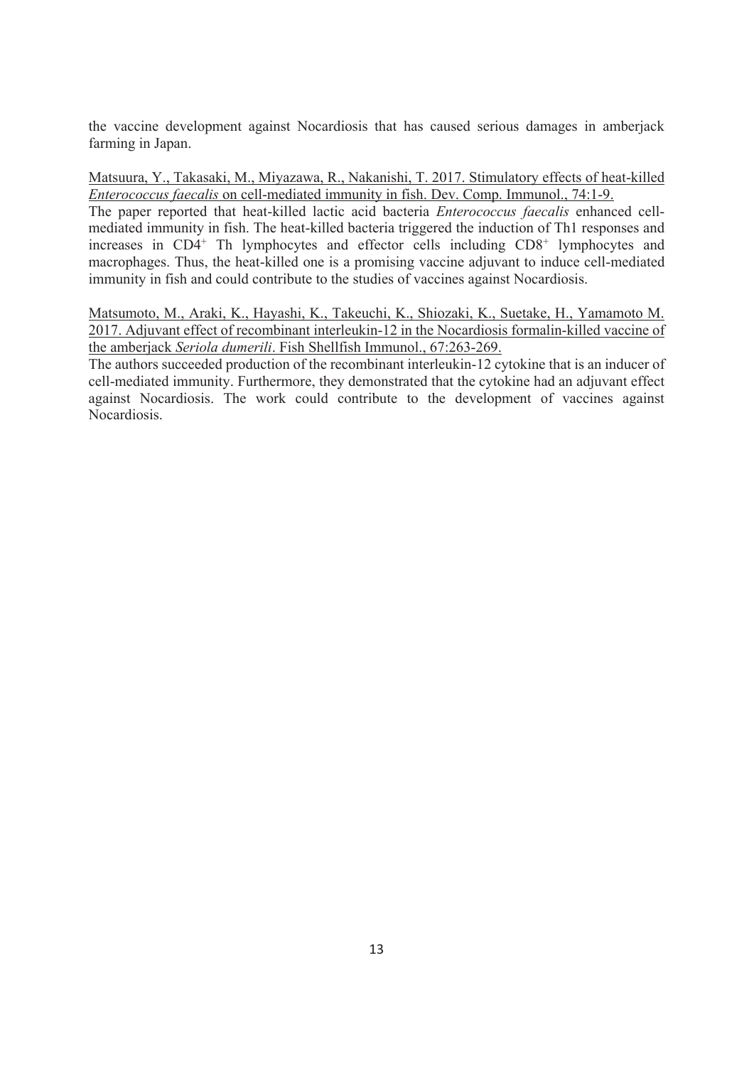the vaccine development against Nocardiosis that has caused serious damages in amberjack farming in Japan.

Matsuura, Y., Takasaki, M., Miyazawa, R., Nakanishi, T. 2017. Stimulatory effects of heat-killed *Enterococcus faecalis* on cell-mediated immunity in fish. Dev. Comp. Immunol., 74:1-9.

The paper reported that heat-killed lactic acid bacteria *Enterococcus faecalis* enhanced cell-mediated immunity in fish. The heat-killed bacteria triggered the induction of Th1 responses and increases in $CD4^+$ Th lymphocytes and effector cells including $CD8^+$ lymphocytes and macrophages. Thus, the heat-killed one is a promising vaccine adjuvant to induce cell-mediated immunity in fish and could contribute to the studies of vaccines against Nocardiosis.

Matsumoto, M., Araki, K., Hayashi, K., Takeuchi, K., Shiozaki, K., Suetake, H., Yamamoto M. 2017. Adjuvant effect of recombinant interleukin-12 in the Nocardiosis formalin-killed vaccine of the amberjack *Seriola dumerili*. Fish Shellfish Immunol., 67:263-269.

The authors succeeded production of the recombinant interleukin-12 cytokine that is an inducer of cell-mediated immunity. Furthermore, they demonstrated that the cytokine had an adjuvant effect against Nocardiosis. The work could contribute to the development of vaccines against Nocardiosis.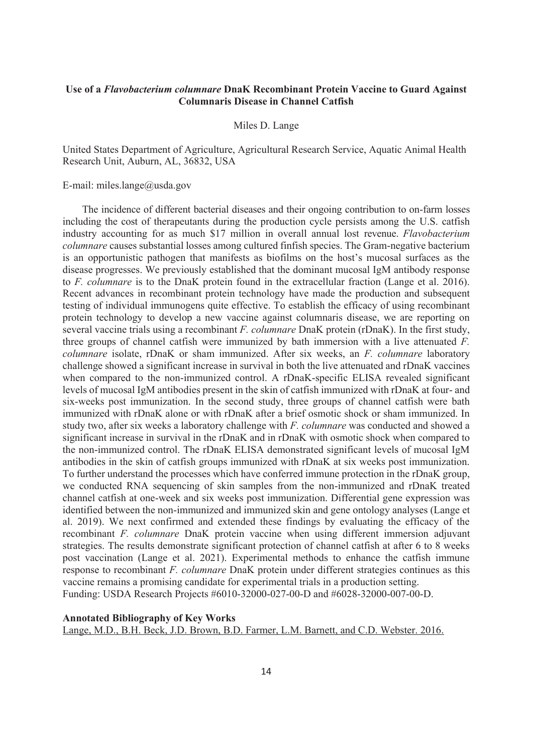**Use of a *Flavobacterium columnare* DnaK Recombinant Protein Vaccine to Guard Against Columnaris Disease in Channel Catfish**

Miles D. Lange

United States Department of Agriculture, Agricultural Research Service, Aquatic Animal Health Research Unit, Auburn, AL, 36832, USA

E-mail: miles.lange@usda.gov

The incidence of different bacterial diseases and their ongoing contribution to on-farm losses including the cost of therapeutants during the production cycle persists among the U.S. catfish industry accounting for as much $17 million in overall annual lost revenue. *Flavobacterium columnare* causes substantial losses among cultured finfish species. The Gram-negative bacterium is an opportunistic pathogen that manifests as biofilms on the host's mucosal surfaces as the disease progresses. We previously established that the dominant mucosal IgM antibody response to *F. columnare* is to the DnaK protein found in the extracellular fraction (Lange et al. 2016). Recent advances in recombinant protein technology have made the production and subsequent testing of individual immunogens quite effective. To establish the efficacy of using recombinant protein technology to develop a new vaccine against columnaris disease, we are reporting on several vaccine trials using a recombinant *F. columnare* DnaK protein (rDnaK). In the first study, three groups of channel catfish were immunized by bath immersion with a live attenuated *F. columnare* isolate, rDnaK or sham immunized. After six weeks, an *F. columnare* laboratory challenge showed a significant increase in survival in both the live attenuated and rDnaK vaccines when compared to the non-immunized control. A rDnaK-specific ELISA revealed significant levels of mucosal IgM antibodies present in the skin of catfish immunized with rDnaK at four- and six-weeks post immunization. In the second study, three groups of channel catfish were bath immunized with rDnaK alone or with rDnaK after a brief osmotic shock or sham immunized. In study two, after six weeks a laboratory challenge with *F. columnare* was conducted and showed a significant increase in survival in the rDnaK and in rDnaK with osmotic shock when compared to the non-immunized control. The rDnaK ELISA demonstrated significant levels of mucosal IgM antibodies in the skin of catfish groups immunized with rDnaK at six weeks post immunization. To further understand the processes which have conferred immune protection in the rDnaK group, we conducted RNA sequencing of skin samples from the non-immunized and rDnaK treated channel catfish at one-week and six weeks post immunization. Differential gene expression was identified between the non-immunized and immunized skin and gene ontology analyses (Lange et al. 2019). We next confirmed and extended these findings by evaluating the efficacy of the recombinant *F. columnare* DnaK protein vaccine when using different immersion adjuvant strategies. The results demonstrate significant protection of channel catfish at after 6 to 8 weeks post vaccination (Lange et al. 2021). Experimental methods to enhance the catfish immune response to recombinant *F. columnare* DnaK protein under different strategies continues as this vaccine remains a promising candidate for experimental trials in a production setting.
Funding: USDA Research Projects #6010-32000-027-00-D and #6028-32000-007-00-D.

**Annotated Bibliography of Key Works**

Lange, M.D., B.H. Beck, J.D. Brown, B.D. Farmer, L.M. Barnett, and C.D. Webster. 2016.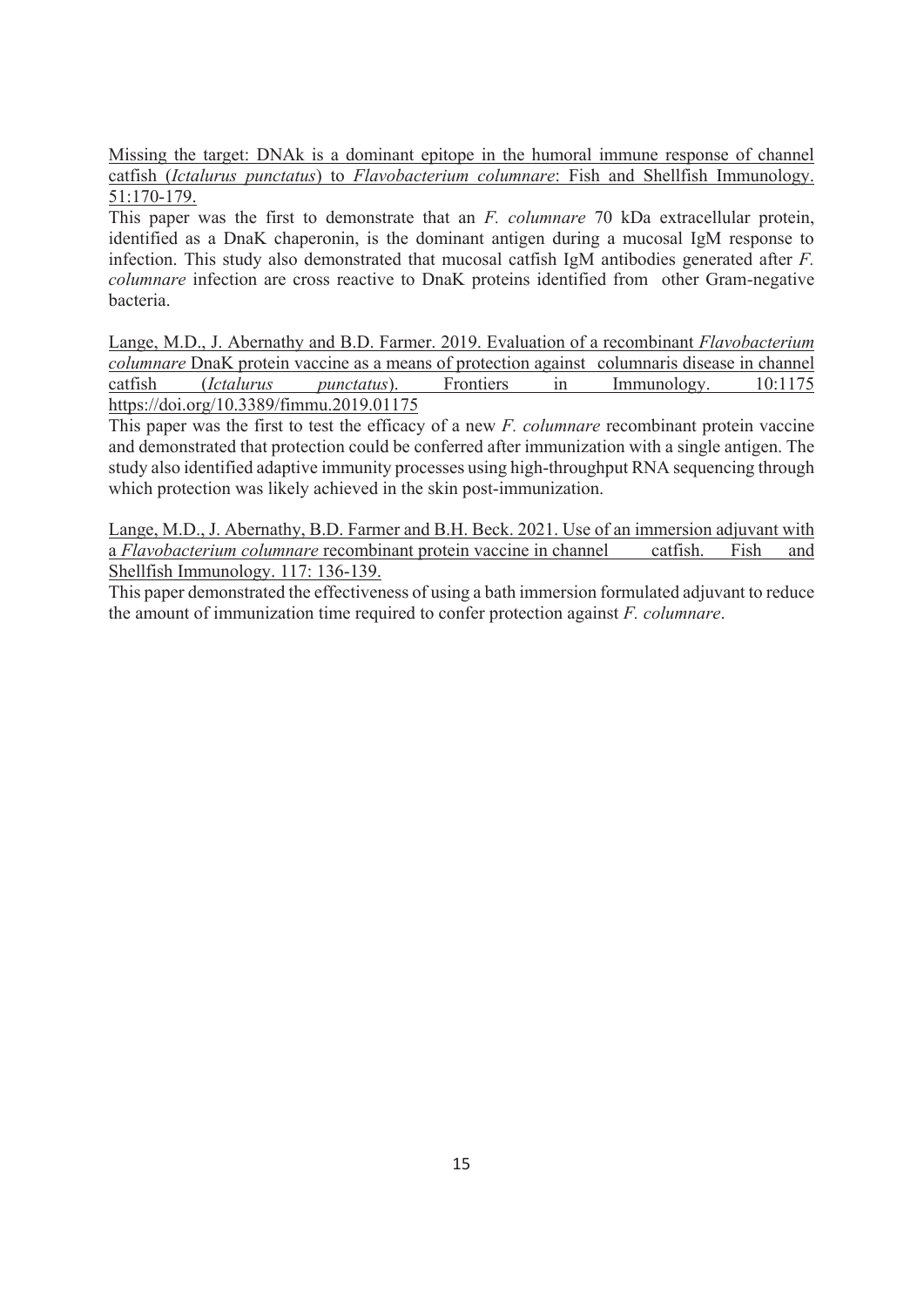Missing the target: DNAk is a dominant epitope in the humoral immune response of channel catfish (*Ictalurus punctatus*) to *Flavobacterium columnare*: Fish and Shellfish Immunology. 51:170-179.

This paper was the first to demonstrate that an *F. columnare* 70 kDa extracellular protein, identified as a DnaK chaperonin, is the dominant antigen during a mucosal IgM response to infection. This study also demonstrated that mucosal catfish IgM antibodies generated after *F. columnare* infection are cross reactive to DnaK proteins identified from other Gram-negative bacteria.

Lange, M.D., J. Abernathy and B.D. Farmer. 2019. Evaluation of a recombinant *Flavobacterium columnare* DnaK protein vaccine as a means of protection against columnaris disease in channel catfish (*Ictalurus punctatus*). Frontiers in Immunology. 10:1175 https://doi.org/10.3389/fimmu.2019.01175

This paper was the first to test the efficacy of a new *F. columnare* recombinant protein vaccine and demonstrated that protection could be conferred after immunization with a single antigen. The study also identified adaptive immunity processes using high-throughput RNA sequencing through which protection was likely achieved in the skin post-immunization.

Lange, M.D., J. Abernathy, B.D. Farmer and B.H. Beck. 2021. Use of an immersion adjuvant with a *Flavobacterium columnare* recombinant protein vaccine in channel catfish. Fish and Shellfish Immunology. 117: 136-139.

This paper demonstrated the effectiveness of using a bath immersion formulated adjuvant to reduce the amount of immunization time required to confer protection against *F. columnare*.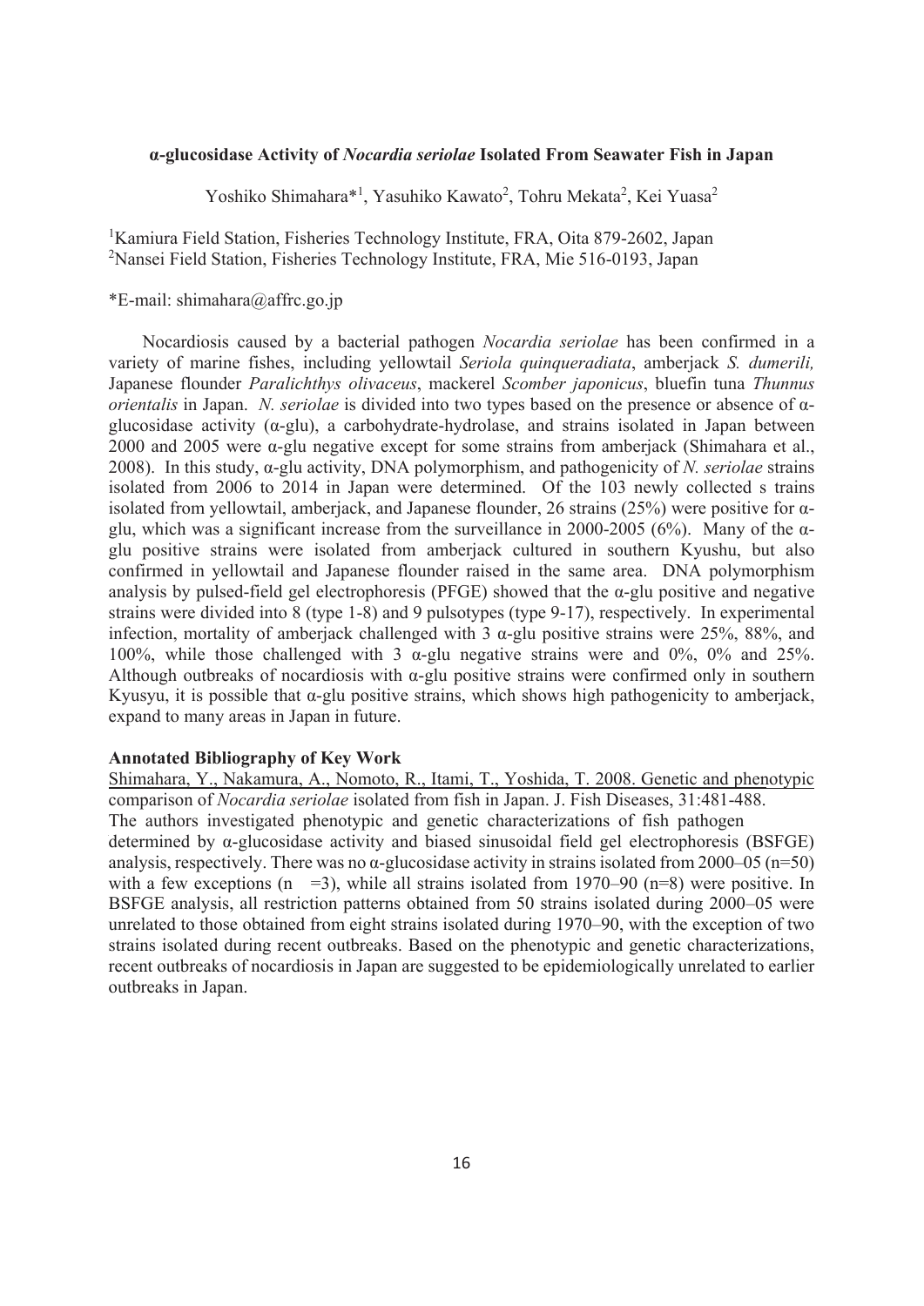**α-glucosidase Activity of *Nocardia seriolae* Isolated From Seawater Fish in Japan**

Yoshiko Shimahara*[1], Yasuhiko Kawato[2], Tohru Mekata[2], Kei Yuasa[2]

[1]Kamiura Field Station, Fisheries Technology Institute, FRA, Oita 879-2602, Japan
[2]Nansei Field Station, Fisheries Technology Institute, FRA, Mie 516-0193, Japan

*E-mail: shimahara@affrc.go.jp

Nocardiosis caused by a bacterial pathogen *Nocardia seriolae* has been confirmed in a variety of marine fishes, including yellowtail *Seriola quinqueradiata*, amberjack *S. dumerili,* Japanese flounder *Paralichthys olivaceus*, mackerel *Scomber japonicus*, bluefin tuna *Thunnus orientalis* in Japan. *N. seriolae* is divided into two types based on the presence or absence of α-glucosidase activity (α-glu), a carbohydrate-hydrolase, and strains isolated in Japan between 2000 and 2005 were α-glu negative except for some strains from amberjack (Shimahara et al., 2008). In this study, α-glu activity, DNA polymorphism, and pathogenicity of *N. seriolae* strains isolated from 2006 to 2014 in Japan were determined. Of the 103 newly collected s trains isolated from yellowtail, amberjack, and Japanese flounder, 26 strains (25%) were positive for α-glu, which was a significant increase from the surveillance in 2000-2005 (6%). Many of the α-glu positive strains were isolated from amberjack cultured in southern Kyushu, but also confirmed in yellowtail and Japanese flounder raised in the same area. DNA polymorphism analysis by pulsed-field gel electrophoresis (PFGE) showed that the α-glu positive and negative strains were divided into 8 (type 1-8) and 9 pulsotypes (type 9-17), respectively. In experimental infection, mortality of amberjack challenged with 3 α-glu positive strains were 25%, 88%, and 100%, while those challenged with 3 α-glu negative strains were and 0%, 0% and 25%. Although outbreaks of nocardiosis with α-glu positive strains were confirmed only in southern Kyusyu, it is possible that α-glu positive strains, which shows high pathogenicity to amberjack, expand to many areas in Japan in future.

**Annotated Bibliography of Key Work**

Shimahara, Y., Nakamura, A., Nomoto, R., Itami, T., Yoshida, T. 2008. Genetic and phenotypic comparison of *Nocardia seriolae* isolated from fish in Japan. J. Fish Diseases, 31:481-488.
The authors investigated phenotypic and genetic characterizations of fish pathogen determined by α-glucosidase activity and biased sinusoidal field gel electrophoresis (BSFGE) analysis, respectively. There was no α-glucosidase activity in strains isolated from 2000–05 (n=50) with a few exceptions (n =3), while all strains isolated from 1970–90 (n=8) were positive. In BSFGE analysis, all restriction patterns obtained from 50 strains isolated during 2000–05 were unrelated to those obtained from eight strains isolated during 1970–90, with the exception of two strains isolated during recent outbreaks. Based on the phenotypic and genetic characterizations, recent outbreaks of nocardiosis in Japan are suggested to be epidemiologically unrelated to earlier outbreaks in Japan.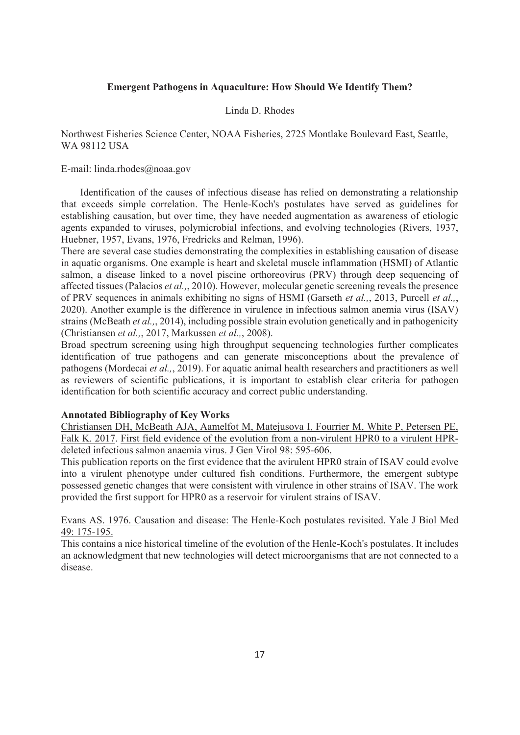**Emergent Pathogens in Aquaculture: How Should We Identify Them?**

Linda D. Rhodes

Northwest Fisheries Science Center, NOAA Fisheries, 2725 Montlake Boulevard East, Seattle, WA 98112 USA

E-mail: linda.rhodes@noaa.gov

Identification of the causes of infectious disease has relied on demonstrating a relationship that exceeds simple correlation. The Henle-Koch's postulates have served as guidelines for establishing causation, but over time, they have needed augmentation as awareness of etiologic agents expanded to viruses, polymicrobial infections, and evolving technologies (Rivers, 1937, Huebner, 1957, Evans, 1976, Fredricks and Relman, 1996).

There are several case studies demonstrating the complexities in establishing causation of disease in aquatic organisms. One example is heart and skeletal muscle inflammation (HSMI) of Atlantic salmon, a disease linked to a novel piscine orthoreovirus (PRV) through deep sequencing of affected tissues (Palacios *et al.,*, 2010). However, molecular genetic screening reveals the presence of PRV sequences in animals exhibiting no signs of HSMI (Garseth *et al.,*, 2013, Purcell *et al.,*, 2020). Another example is the difference in virulence in infectious salmon anemia virus (ISAV) strains (McBeath *et al.,*, 2014), including possible strain evolution genetically and in pathogenicity (Christiansen *et al.,*, 2017, Markussen *et al.,*, 2008).

Broad spectrum screening using high throughput sequencing technologies further complicates identification of true pathogens and can generate misconceptions about the prevalence of pathogens (Mordecai *et al.,*, 2019). For aquatic animal health researchers and practitioners as well as reviewers of scientific publications, it is important to establish clear criteria for pathogen identification for both scientific accuracy and correct public understanding.

**Annotated Bibliography of Key Works**

Christiansen DH, McBeath AJA, Aamelfot M, Matejusova I, Fourrier M, White P, Petersen PE, Falk K. 2017. First field evidence of the evolution from a non-virulent HPR0 to a virulent HPR-deleted infectious salmon anaemia virus. J Gen Virol 98: 595-606.

This publication reports on the first evidence that the avirulent HPR0 strain of ISAV could evolve into a virulent phenotype under cultured fish conditions. Furthermore, the emergent subtype possessed genetic changes that were consistent with virulence in other strains of ISAV. The work provided the first support for HPR0 as a reservoir for virulent strains of ISAV.

Evans AS. 1976. Causation and disease: The Henle-Koch postulates revisited. Yale J Biol Med 49: 175-195.

This contains a nice historical timeline of the evolution of the Henle-Koch's postulates. It includes an acknowledgment that new technologies will detect microorganisms that are not connected to a disease.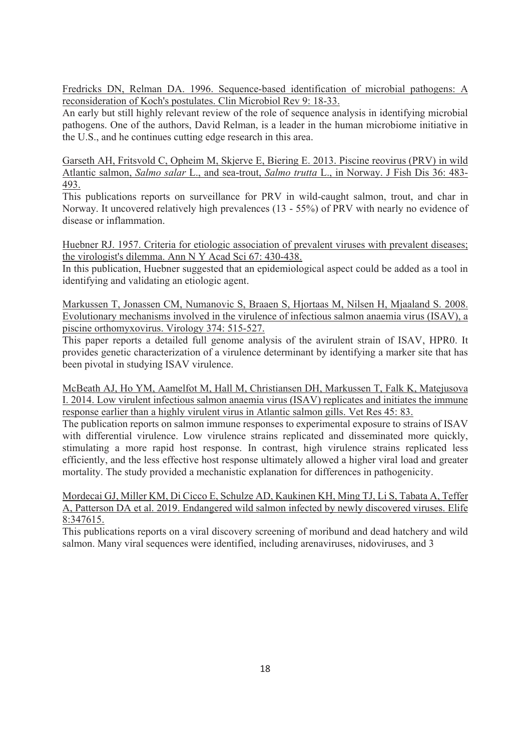Fredricks DN, Relman DA. 1996. Sequence-based identification of microbial pathogens: A reconsideration of Koch's postulates. Clin Microbiol Rev 9: 18-33.

An early but still highly relevant review of the role of sequence analysis in identifying microbial pathogens. One of the authors, David Relman, is a leader in the human microbiome initiative in the U.S., and he continues cutting edge research in this area.

Garseth AH, Fritsvold C, Opheim M, Skjerve E, Biering E. 2013. Piscine reovirus (PRV) in wild Atlantic salmon, *Salmo salar* L., and sea-trout, *Salmo trutta* L., in Norway. J Fish Dis 36: 483-493.

This publications reports on surveillance for PRV in wild-caught salmon, trout, and char in Norway. It uncovered relatively high prevalences (13 - 55%) of PRV with nearly no evidence of disease or inflammation.

Huebner RJ. 1957. Criteria for etiologic association of prevalent viruses with prevalent diseases; the virologist's dilemma. Ann N Y Acad Sci 67: 430-438.

In this publication, Huebner suggested that an epidemiological aspect could be added as a tool in identifying and validating an etiologic agent.

Markussen T, Jonassen CM, Numanovic S, Braaen S, Hjortaas M, Nilsen H, Mjaaland S. 2008. Evolutionary mechanisms involved in the virulence of infectious salmon anaemia virus (ISAV), a piscine orthomyxovirus. Virology 374: 515-527.

This paper reports a detailed full genome analysis of the avirulent strain of ISAV, HPR0. It provides genetic characterization of a virulence determinant by identifying a marker site that has been pivotal in studying ISAV virulence.

McBeath AJ, Ho YM, Aamelfot M, Hall M, Christiansen DH, Markussen T, Falk K, Matejusova I. 2014. Low virulent infectious salmon anaemia virus (ISAV) replicates and initiates the immune response earlier than a highly virulent virus in Atlantic salmon gills. Vet Res 45: 83.

The publication reports on salmon immune responses to experimental exposure to strains of ISAV with differential virulence. Low virulence strains replicated and disseminated more quickly, stimulating a more rapid host response. In contrast, high virulence strains replicated less efficiently, and the less effective host response ultimately allowed a higher viral load and greater mortality. The study provided a mechanistic explanation for differences in pathogenicity.

Mordecai GJ, Miller KM, Di Cicco E, Schulze AD, Kaukinen KH, Ming TJ, Li S, Tabata A, Teffer A, Patterson DA et al. 2019. Endangered wild salmon infected by newly discovered viruses. Elife 8:347615.

This publications reports on a viral discovery screening of moribund and dead hatchery and wild salmon. Many viral sequences were identified, including arenaviruses, nidoviruses, and 3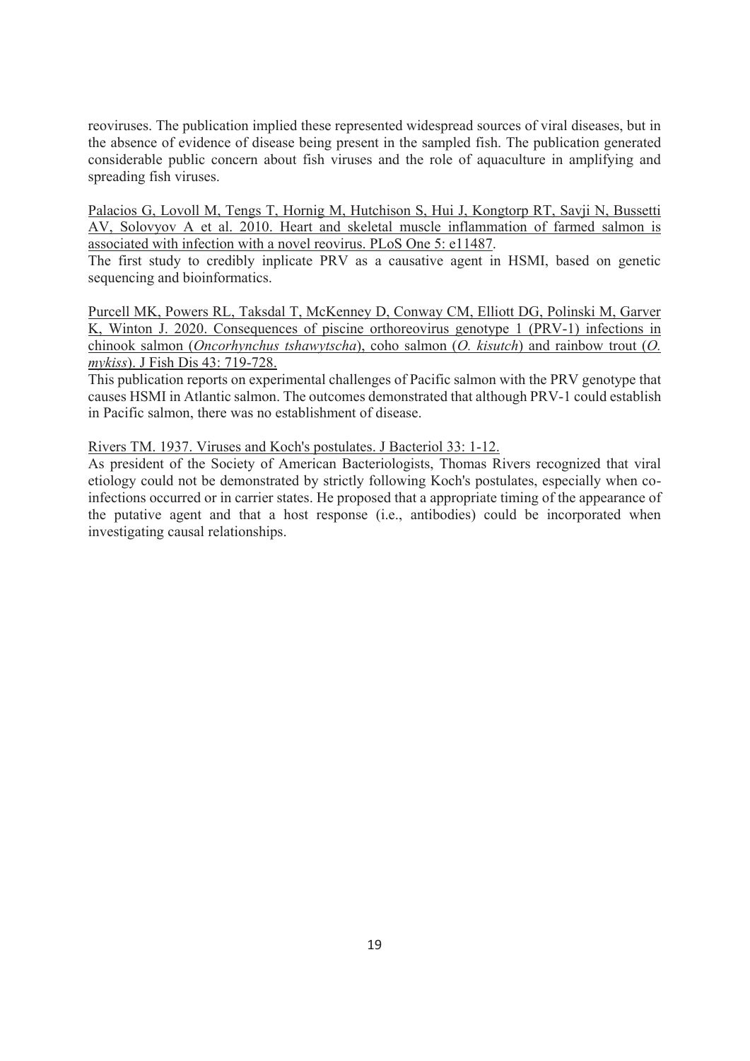reoviruses. The publication implied these represented widespread sources of viral diseases, but in the absence of evidence of disease being present in the sampled fish. The publication generated considerable public concern about fish viruses and the role of aquaculture in amplifying and spreading fish viruses.

Palacios G, Lovoll M, Tengs T, Hornig M, Hutchison S, Hui J, Kongtorp RT, Savji N, Bussetti AV, Solovyov A et al. 2010. Heart and skeletal muscle inflammation of farmed salmon is associated with infection with a novel reovirus. PLoS One 5: e11487.
The first study to credibly inplicate PRV as a causative agent in HSMI, based on genetic sequencing and bioinformatics.

Purcell MK, Powers RL, Taksdal T, McKenney D, Conway CM, Elliott DG, Polinski M, Garver K, Winton J. 2020. Consequences of piscine orthoreovirus genotype 1 (PRV-1) infections in chinook salmon (*Oncorhynchus tshawytscha*), coho salmon (*O. kisutch*) and rainbow trout (*O. mykiss*). J Fish Dis 43: 719-728.
This publication reports on experimental challenges of Pacific salmon with the PRV genotype that causes HSMI in Atlantic salmon. The outcomes demonstrated that although PRV-1 could establish in Pacific salmon, there was no establishment of disease.

Rivers TM. 1937. Viruses and Koch's postulates. J Bacteriol 33: 1-12.
As president of the Society of American Bacteriologists, Thomas Rivers recognized that viral etiology could not be demonstrated by strictly following Koch's postulates, especially when co-infections occurred or in carrier states. He proposed that a appropriate timing of the appearance of the putative agent and that a host response (i.e., antibodies) could be incorporated when investigating causal relationships.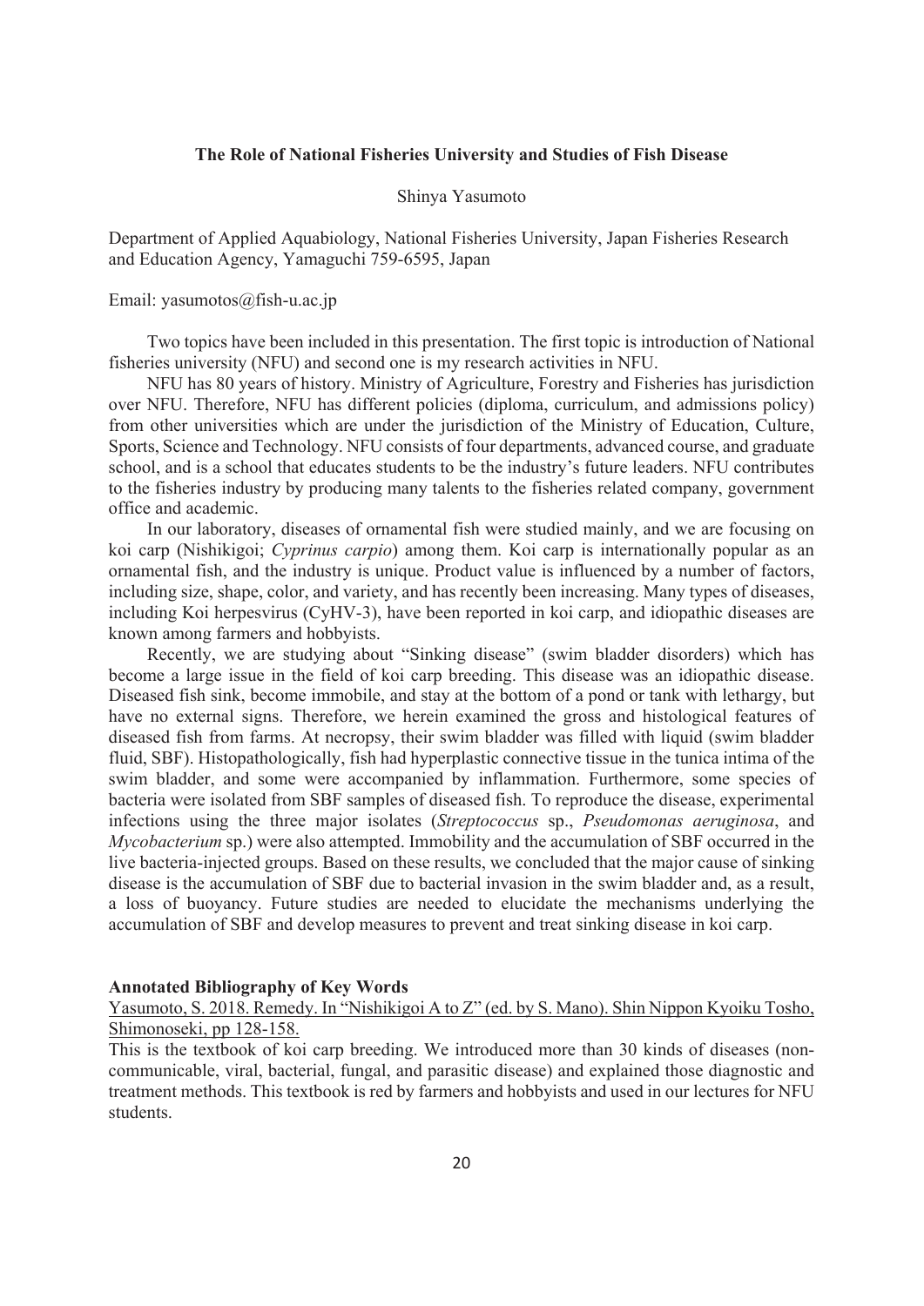## The Role of National Fisheries University and Studies of Fish Disease

Shinya Yasumoto

Department of Applied Aquabiology, National Fisheries University, Japan Fisheries Research and Education Agency, Yamaguchi 759-6595, Japan

Email: yasumotos@fish-u.ac.jp

Two topics have been included in this presentation. The first topic is introduction of National fisheries university (NFU) and second one is my research activities in NFU.

NFU has 80 years of history. Ministry of Agriculture, Forestry and Fisheries has jurisdiction over NFU. Therefore, NFU has different policies (diploma, curriculum, and admissions policy) from other universities which are under the jurisdiction of the Ministry of Education, Culture, Sports, Science and Technology. NFU consists of four departments, advanced course, and graduate school, and is a school that educates students to be the industry's future leaders. NFU contributes to the fisheries industry by producing many talents to the fisheries related company, government office and academic.

In our laboratory, diseases of ornamental fish were studied mainly, and we are focusing on koi carp (Nishikigoi; *Cyprinus carpio*) among them. Koi carp is internationally popular as an ornamental fish, and the industry is unique. Product value is influenced by a number of factors, including size, shape, color, and variety, and has recently been increasing. Many types of diseases, including Koi herpesvirus (CyHV-3), have been reported in koi carp, and idiopathic diseases are known among farmers and hobbyists.

Recently, we are studying about "Sinking disease" (swim bladder disorders) which has become a large issue in the field of koi carp breeding. This disease was an idiopathic disease. Diseased fish sink, become immobile, and stay at the bottom of a pond or tank with lethargy, but have no external signs. Therefore, we herein examined the gross and histological features of diseased fish from farms. At necropsy, their swim bladder was filled with liquid (swim bladder fluid, SBF). Histopathologically, fish had hyperplastic connective tissue in the tunica intima of the swim bladder, and some were accompanied by inflammation. Furthermore, some species of bacteria were isolated from SBF samples of diseased fish. To reproduce the disease, experimental infections using the three major isolates (*Streptococcus* sp., *Pseudomonas aeruginosa*, and *Mycobacterium* sp.) were also attempted. Immobility and the accumulation of SBF occurred in the live bacteria-injected groups. Based on these results, we concluded that the major cause of sinking disease is the accumulation of SBF due to bacterial invasion in the swim bladder and, as a result, a loss of buoyancy. Future studies are needed to elucidate the mechanisms underlying the accumulation of SBF and develop measures to prevent and treat sinking disease in koi carp.

### Annotated Bibliography of Key Words

Yasumoto, S. 2018. Remedy. In "Nishikigoi A to Z" (ed. by S. Mano). Shin Nippon Kyoiku Tosho, Shimonoseki, pp 128-158.

This is the textbook of koi carp breeding. We introduced more than 30 kinds of diseases (non-communicable, viral, bacterial, fungal, and parasitic disease) and explained those diagnostic and treatment methods. This textbook is red by farmers and hobbyists and used in our lectures for NFU students.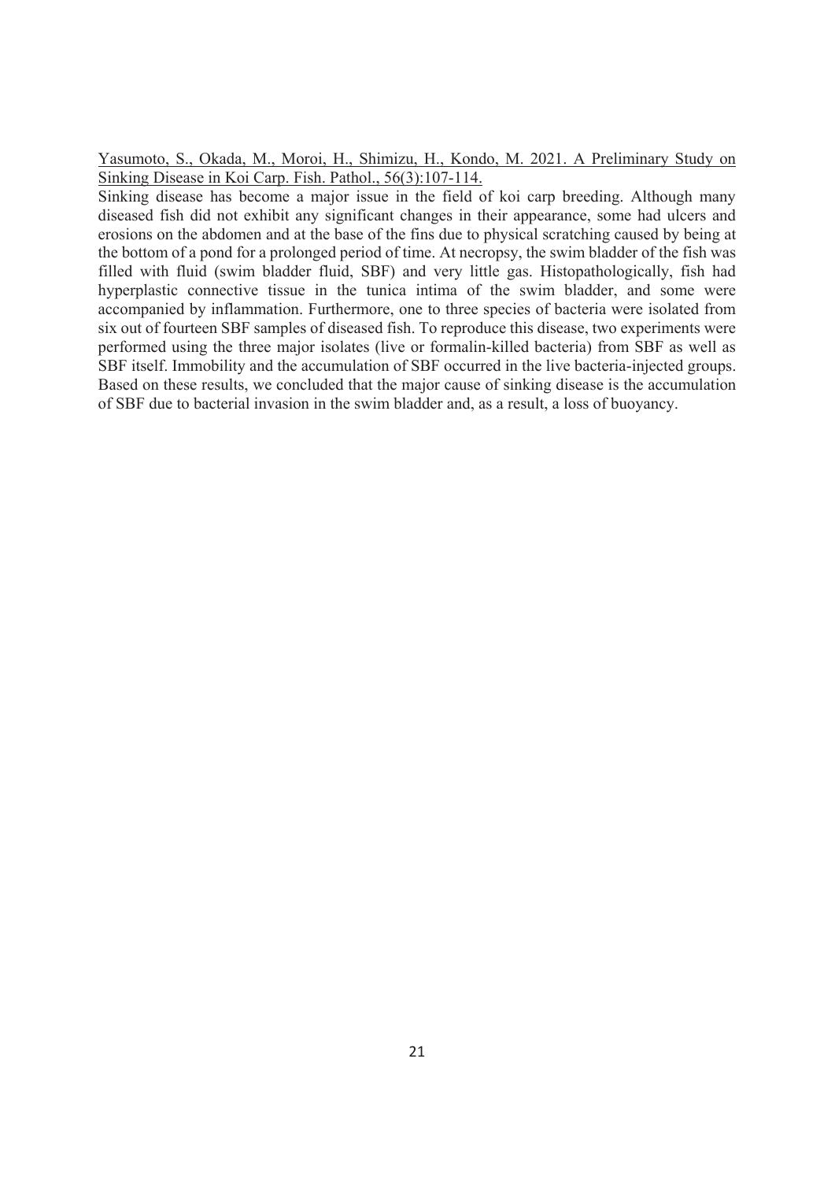<u>Yasumoto, S., Okada, M., Moroi, H., Shimizu, H., Kondo, M. 2021. A Preliminary Study on Sinking Disease in Koi Carp. Fish. Pathol., 56(3):107-114.</u>

Sinking disease has become a major issue in the field of koi carp breeding. Although many diseased fish did not exhibit any significant changes in their appearance, some had ulcers and erosions on the abdomen and at the base of the fins due to physical scratching caused by being at the bottom of a pond for a prolonged period of time. At necropsy, the swim bladder of the fish was filled with fluid (swim bladder fluid, SBF) and very little gas. Histopathologically, fish had hyperplastic connective tissue in the tunica intima of the swim bladder, and some were accompanied by inflammation. Furthermore, one to three species of bacteria were isolated from six out of fourteen SBF samples of diseased fish. To reproduce this disease, two experiments were performed using the three major isolates (live or formalin-killed bacteria) from SBF as well as SBF itself. Immobility and the accumulation of SBF occurred in the live bacteria-injected groups. Based on these results, we concluded that the major cause of sinking disease is the accumulation of SBF due to bacterial invasion in the swim bladder and, as a result, a loss of buoyancy.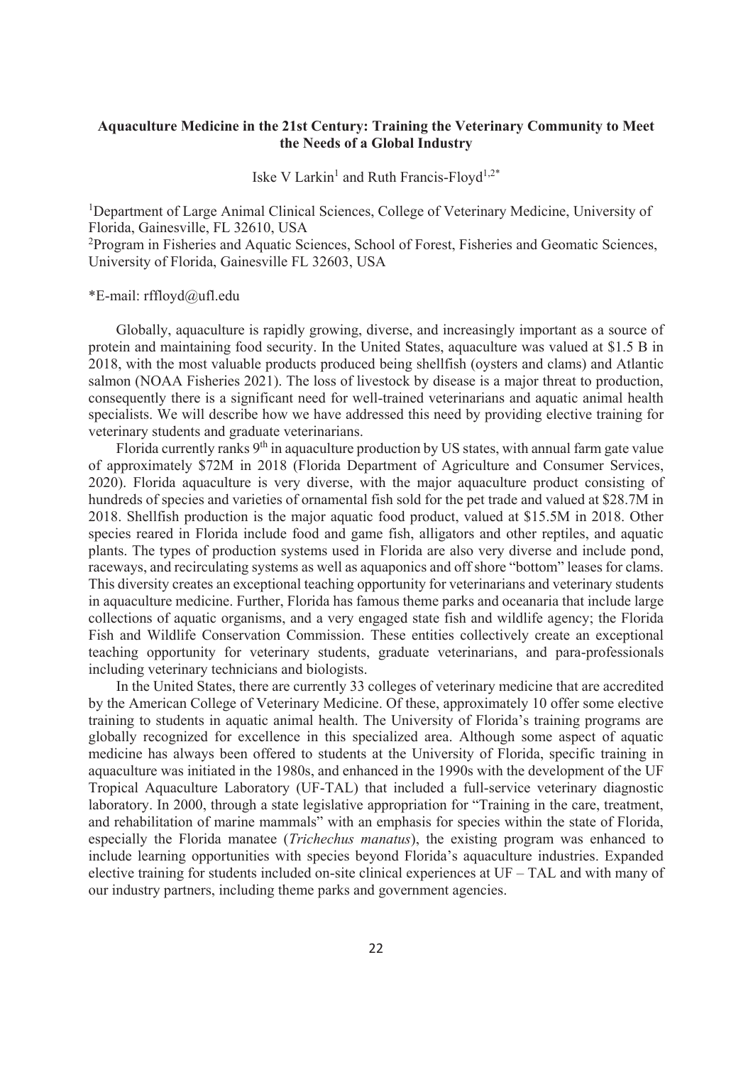## Aquaculture Medicine in the 21st Century: Training the Veterinary Community to Meet the Needs of a Global Industry

Iske V Larkin[1] and Ruth Francis-Floyd[1,2*]

[1]Department of Large Animal Clinical Sciences, College of Veterinary Medicine, University of Florida, Gainesville, FL 32610, USA
[2]Program in Fisheries and Aquatic Sciences, School of Forest, Fisheries and Geomatic Sciences, University of Florida, Gainesville FL 32603, USA

*E-mail: rffloyd@ufl.edu

Globally, aquaculture is rapidly growing, diverse, and increasingly important as a source of protein and maintaining food security. In the United States, aquaculture was valued at $1.5 B in 2018, with the most valuable products produced being shellfish (oysters and clams) and Atlantic salmon (NOAA Fisheries 2021). The loss of livestock by disease is a major threat to production, consequently there is a significant need for well-trained veterinarians and aquatic animal health specialists. We will describe how we have addressed this need by providing elective training for veterinary students and graduate veterinarians.

Florida currently ranks 9th in aquaculture production by US states, with annual farm gate value of approximately $72M in 2018 (Florida Department of Agriculture and Consumer Services, 2020). Florida aquaculture is very diverse, with the major aquaculture product consisting of hundreds of species and varieties of ornamental fish sold for the pet trade and valued at $28.7M in 2018. Shellfish production is the major aquatic food product, valued at $15.5M in 2018. Other species reared in Florida include food and game fish, alligators and other reptiles, and aquatic plants. The types of production systems used in Florida are also very diverse and include pond, raceways, and recirculating systems as well as aquaponics and off shore "bottom" leases for clams. This diversity creates an exceptional teaching opportunity for veterinarians and veterinary students in aquaculture medicine. Further, Florida has famous theme parks and oceanaria that include large collections of aquatic organisms, and a very engaged state fish and wildlife agency; the Florida Fish and Wildlife Conservation Commission. These entities collectively create an exceptional teaching opportunity for veterinary students, graduate veterinarians, and para-professionals including veterinary technicians and biologists.

In the United States, there are currently 33 colleges of veterinary medicine that are accredited by the American College of Veterinary Medicine. Of these, approximately 10 offer some elective training to students in aquatic animal health. The University of Florida's training programs are globally recognized for excellence in this specialized area. Although some aspect of aquatic medicine has always been offered to students at the University of Florida, specific training in aquaculture was initiated in the 1980s, and enhanced in the 1990s with the development of the UF Tropical Aquaculture Laboratory (UF-TAL) that included a full-service veterinary diagnostic laboratory. In 2000, through a state legislative appropriation for "Training in the care, treatment, and rehabilitation of marine mammals" with an emphasis for species within the state of Florida, especially the Florida manatee (*Trichechus manatus*), the existing program was enhanced to include learning opportunities with species beyond Florida's aquaculture industries. Expanded elective training for students included on-site clinical experiences at UF – TAL and with many of our industry partners, including theme parks and government agencies.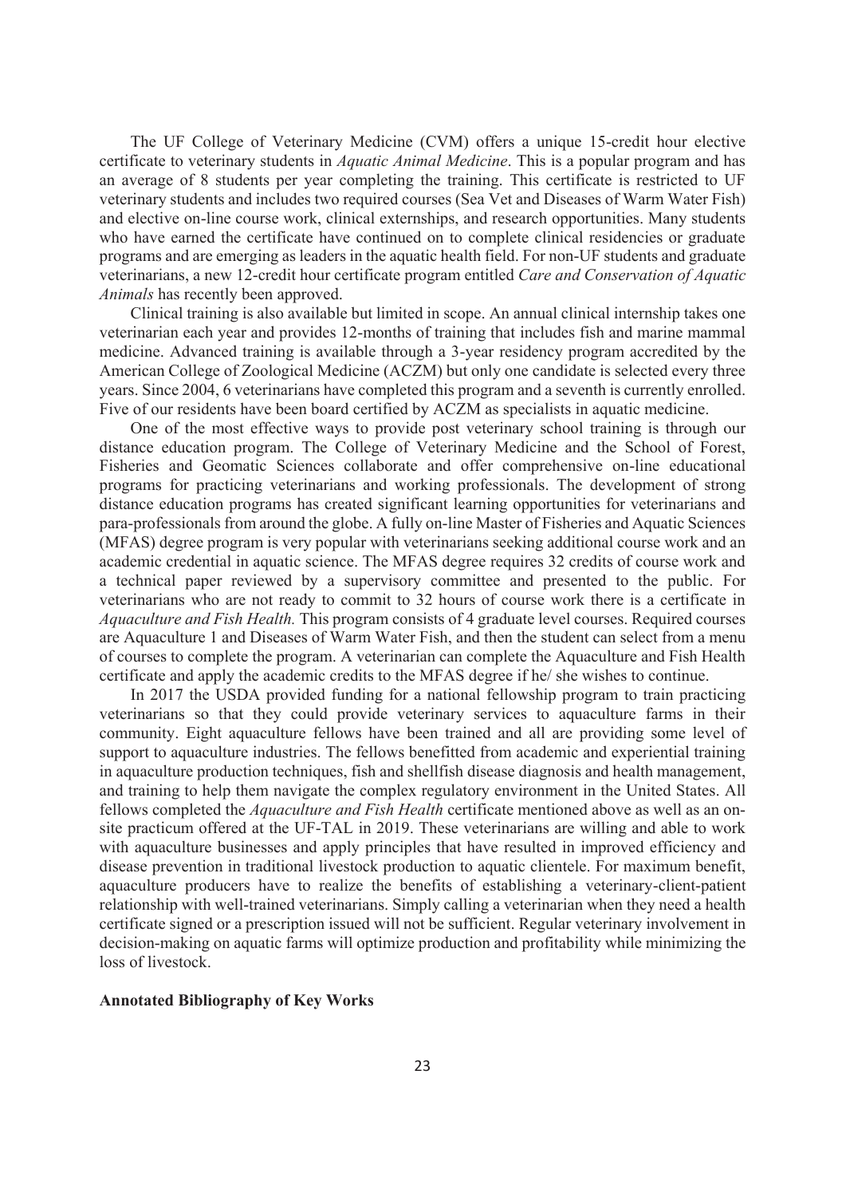The UF College of Veterinary Medicine (CVM) offers a unique 15-credit hour elective certificate to veterinary students in *Aquatic Animal Medicine*. This is a popular program and has an average of 8 students per year completing the training. This certificate is restricted to UF veterinary students and includes two required courses (Sea Vet and Diseases of Warm Water Fish) and elective on-line course work, clinical externships, and research opportunities. Many students who have earned the certificate have continued on to complete clinical residencies or graduate programs and are emerging as leaders in the aquatic health field. For non-UF students and graduate veterinarians, a new 12-credit hour certificate program entitled *Care and Conservation of Aquatic Animals* has recently been approved.

Clinical training is also available but limited in scope. An annual clinical internship takes one veterinarian each year and provides 12-months of training that includes fish and marine mammal medicine. Advanced training is available through a 3-year residency program accredited by the American College of Zoological Medicine (ACZM) but only one candidate is selected every three years. Since 2004, 6 veterinarians have completed this program and a seventh is currently enrolled. Five of our residents have been board certified by ACZM as specialists in aquatic medicine.

One of the most effective ways to provide post veterinary school training is through our distance education program. The College of Veterinary Medicine and the School of Forest, Fisheries and Geomatic Sciences collaborate and offer comprehensive on-line educational programs for practicing veterinarians and working professionals. The development of strong distance education programs has created significant learning opportunities for veterinarians and para-professionals from around the globe. A fully on-line Master of Fisheries and Aquatic Sciences (MFAS) degree program is very popular with veterinarians seeking additional course work and an academic credential in aquatic science. The MFAS degree requires 32 credits of course work and a technical paper reviewed by a supervisory committee and presented to the public. For veterinarians who are not ready to commit to 32 hours of course work there is a certificate in *Aquaculture and Fish Health.* This program consists of 4 graduate level courses. Required courses are Aquaculture 1 and Diseases of Warm Water Fish, and then the student can select from a menu of courses to complete the program. A veterinarian can complete the Aquaculture and Fish Health certificate and apply the academic credits to the MFAS degree if he/ she wishes to continue.

In 2017 the USDA provided funding for a national fellowship program to train practicing veterinarians so that they could provide veterinary services to aquaculture farms in their community. Eight aquaculture fellows have been trained and all are providing some level of support to aquaculture industries. The fellows benefitted from academic and experiential training in aquaculture production techniques, fish and shellfish disease diagnosis and health management, and training to help them navigate the complex regulatory environment in the United States. All fellows completed the *Aquaculture and Fish Health* certificate mentioned above as well as an on-site practicum offered at the UF-TAL in 2019. These veterinarians are willing and able to work with aquaculture businesses and apply principles that have resulted in improved efficiency and disease prevention in traditional livestock production to aquatic clientele. For maximum benefit, aquaculture producers have to realize the benefits of establishing a veterinary-client-patient relationship with well-trained veterinarians. Simply calling a veterinarian when they need a health certificate signed or a prescription issued will not be sufficient. Regular veterinary involvement in decision-making on aquatic farms will optimize production and profitability while minimizing the loss of livestock.

**Annotated Bibliography of Key Works**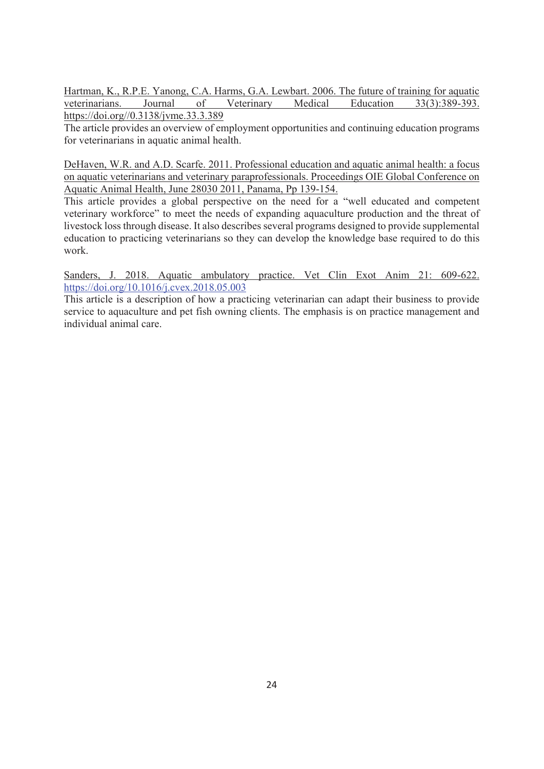Hartman, K., R.P.E. Yanong, C.A. Harms, G.A. Lewbart. 2006. The future of training for aquatic veterinarians. Journal of Veterinary Medical Education 33(3):389-393. https://doi.org//0.3138/jvme.33.3.389

The article provides an overview of employment opportunities and continuing education programs for veterinarians in aquatic animal health.

DeHaven, W.R. and A.D. Scarfe. 2011. Professional education and aquatic animal health: a focus on aquatic veterinarians and veterinary paraprofessionals. Proceedings OIE Global Conference on Aquatic Animal Health, June 28030 2011, Panama, Pp 139-154.

This article provides a global perspective on the need for a "well educated and competent veterinary workforce" to meet the needs of expanding aquaculture production and the threat of livestock loss through disease. It also describes several programs designed to provide supplemental education to practicing veterinarians so they can develop the knowledge base required to do this work.

Sanders, J. 2018. Aquatic ambulatory practice. Vet Clin Exot Anim 21: 609-622. https://doi.org/10.1016/j.cvex.2018.05.003

This article is a description of how a practicing veterinarian can adapt their business to provide service to aquaculture and pet fish owning clients. The emphasis is on practice management and individual animal care.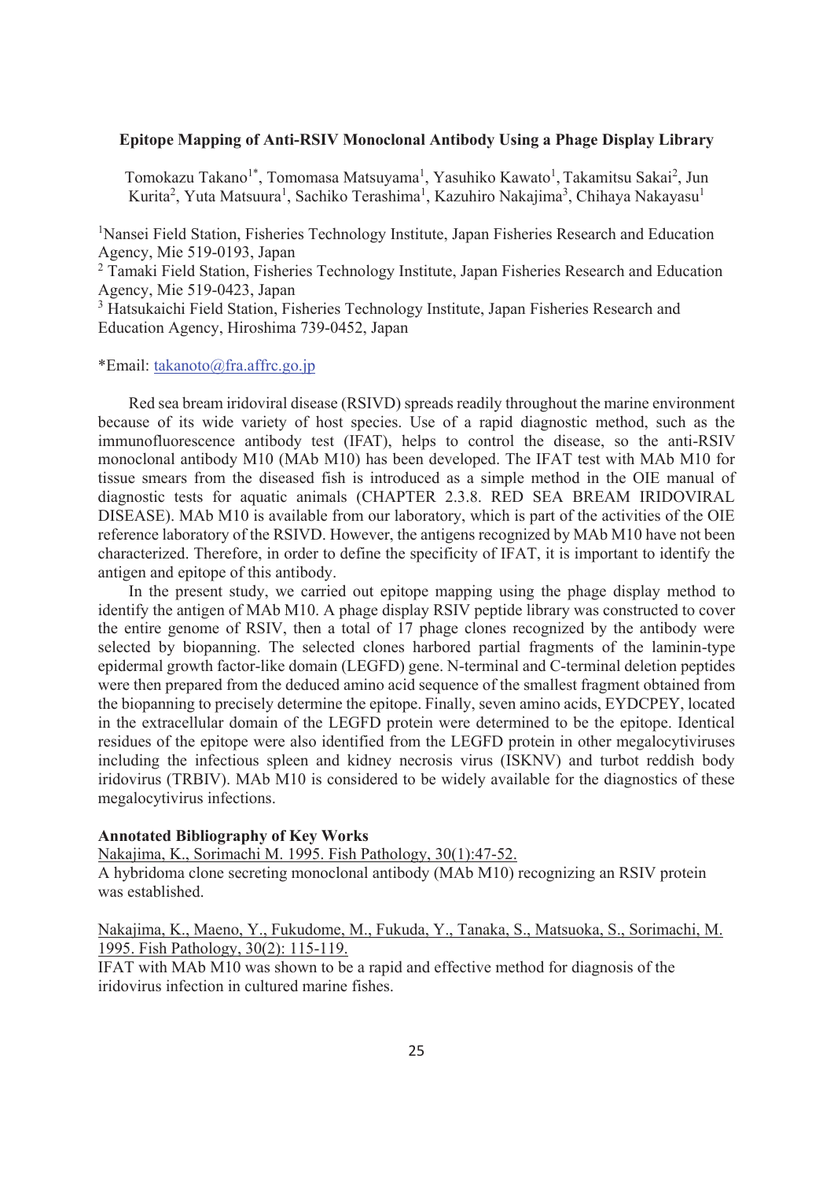**Epitope Mapping of Anti-RSIV Monoclonal Antibody Using a Phage Display Library**

Tomokazu Takano[1*], Tomomasa Matsuyama[1], Yasuhiko Kawato[1], Takamitsu Sakai[2], Jun Kurita[2], Yuta Matsuura[1], Sachiko Terashima[1], Kazuhiro Nakajima[3], Chihaya Nakayasu[1]

[1]Nansei Field Station, Fisheries Technology Institute, Japan Fisheries Research and Education Agency, Mie 519-0193, Japan

[2] Tamaki Field Station, Fisheries Technology Institute, Japan Fisheries Research and Education Agency, Mie 519-0423, Japan

[3] Hatsukaichi Field Station, Fisheries Technology Institute, Japan Fisheries Research and Education Agency, Hiroshima 739-0452, Japan

*Email: takanoto@fra.affrc.go.jp

Red sea bream iridoviral disease (RSIVD) spreads readily throughout the marine environment because of its wide variety of host species. Use of a rapid diagnostic method, such as the immunofluorescence antibody test (IFAT), helps to control the disease, so the anti-RSIV monoclonal antibody M10 (MAb M10) has been developed. The IFAT test with MAb M10 for tissue smears from the diseased fish is introduced as a simple method in the OIE manual of diagnostic tests for aquatic animals (CHAPTER 2.3.8. RED SEA BREAM IRIDOVIRAL DISEASE). MAb M10 is available from our laboratory, which is part of the activities of the OIE reference laboratory of the RSIVD. However, the antigens recognized by MAb M10 have not been characterized. Therefore, in order to define the specificity of IFAT, it is important to identify the antigen and epitope of this antibody.

In the present study, we carried out epitope mapping using the phage display method to identify the antigen of MAb M10. A phage display RSIV peptide library was constructed to cover the entire genome of RSIV, then a total of 17 phage clones recognized by the antibody were selected by biopanning. The selected clones harbored partial fragments of the laminin-type epidermal growth factor-like domain (LEGFD) gene. N-terminal and C-terminal deletion peptides were then prepared from the deduced amino acid sequence of the smallest fragment obtained from the biopanning to precisely determine the epitope. Finally, seven amino acids, EYDCPEY, located in the extracellular domain of the LEGFD protein were determined to be the epitope. Identical residues of the epitope were also identified from the LEGFD protein in other megalocytiviruses including the infectious spleen and kidney necrosis virus (ISKNV) and turbot reddish body iridovirus (TRBIV). MAb M10 is considered to be widely available for the diagnostics of these megalocytivirus infections.

**Annotated Bibliography of Key Works**

Nakajima, K., Sorimachi M. 1995. Fish Pathology, 30(1):47-52.

A hybridoma clone secreting monoclonal antibody (MAb M10) recognizing an RSIV protein was established.

Nakajima, K., Maeno, Y., Fukudome, M., Fukuda, Y., Tanaka, S., Matsuoka, S., Sorimachi, M. 1995. Fish Pathology, 30(2): 115-119.

IFAT with MAb M10 was shown to be a rapid and effective method for diagnosis of the iridovirus infection in cultured marine fishes.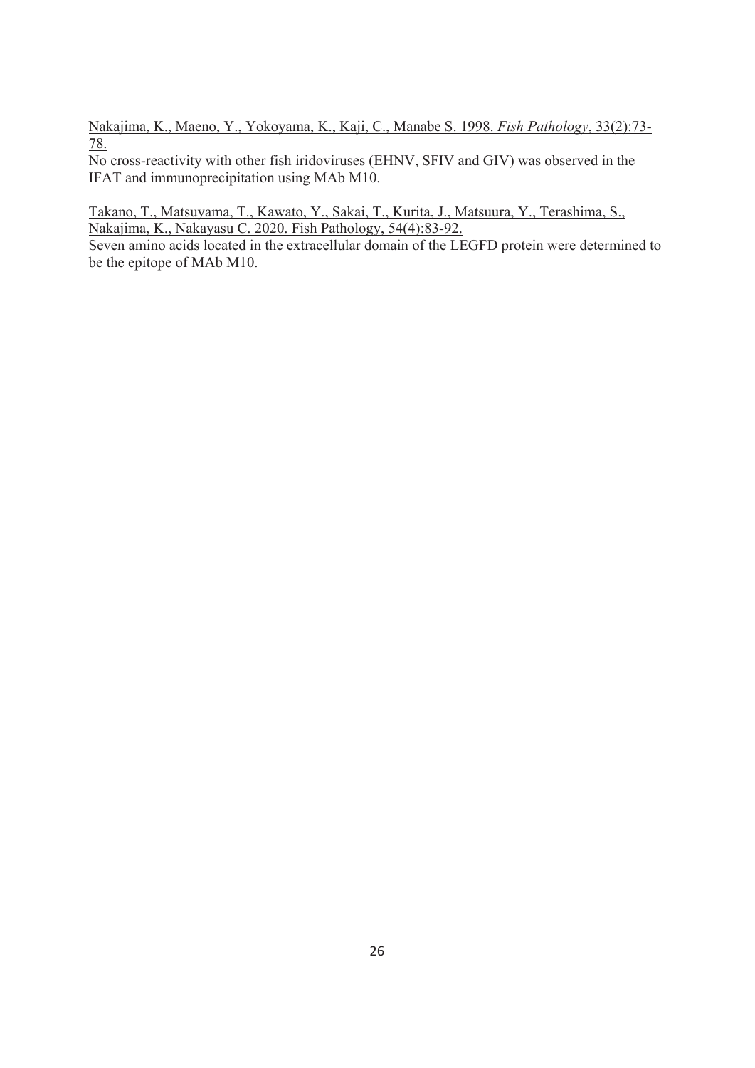<u>Nakajima, K., Maeno, Y., Yokoyama, K., Kaji, C., Manabe S. 1998. *Fish Pathology*, 33(2):73-78.</u>
No cross-reactivity with other fish iridoviruses (EHNV, SFIV and GIV) was observed in the IFAT and immunoprecipitation using MAb M10.

<u>Takano, T., Matsuyama, T., Kawato, Y., Sakai, T., Kurita, J., Matsuura, Y., Terashima, S., Nakajima, K., Nakayasu C. 2020. Fish Pathology, 54(4):83-92.</u>
Seven amino acids located in the extracellular domain of the LEGFD protein were determined to be the epitope of MAb M10.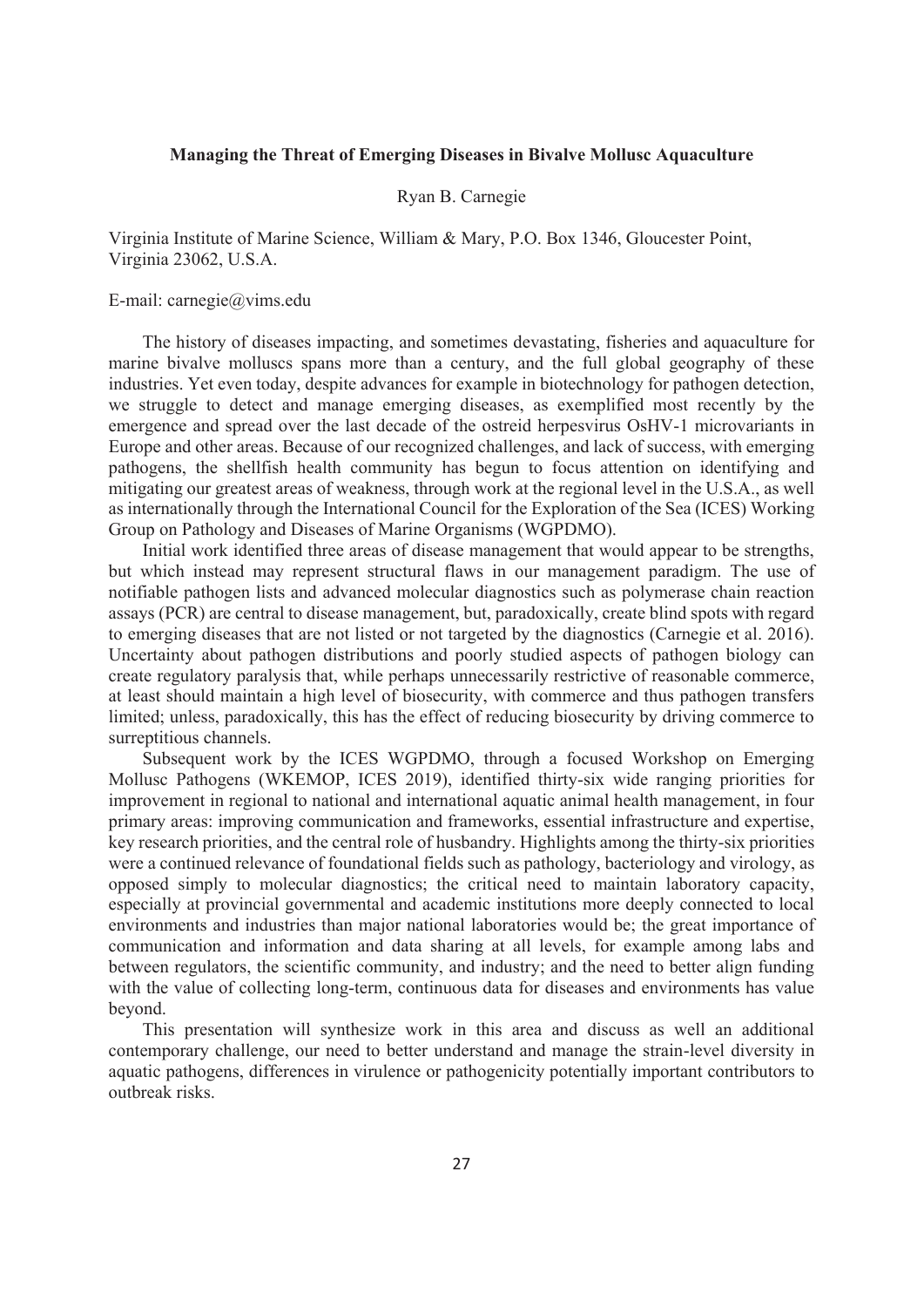## Managing the Threat of Emerging Diseases in Bivalve Mollusc Aquaculture

Ryan B. Carnegie

Virginia Institute of Marine Science, William & Mary, P.O. Box 1346, Gloucester Point, Virginia 23062, U.S.A.

E-mail: carnegie@vims.edu

The history of diseases impacting, and sometimes devastating, fisheries and aquaculture for marine bivalve molluscs spans more than a century, and the full global geography of these industries. Yet even today, despite advances for example in biotechnology for pathogen detection, we struggle to detect and manage emerging diseases, as exemplified most recently by the emergence and spread over the last decade of the ostreid herpesvirus OsHV-1 microvariants in Europe and other areas. Because of our recognized challenges, and lack of success, with emerging pathogens, the shellfish health community has begun to focus attention on identifying and mitigating our greatest areas of weakness, through work at the regional level in the U.S.A., as well as internationally through the International Council for the Exploration of the Sea (ICES) Working Group on Pathology and Diseases of Marine Organisms (WGPDMO).

Initial work identified three areas of disease management that would appear to be strengths, but which instead may represent structural flaws in our management paradigm. The use of notifiable pathogen lists and advanced molecular diagnostics such as polymerase chain reaction assays (PCR) are central to disease management, but, paradoxically, create blind spots with regard to emerging diseases that are not listed or not targeted by the diagnostics (Carnegie et al. 2016). Uncertainty about pathogen distributions and poorly studied aspects of pathogen biology can create regulatory paralysis that, while perhaps unnecessarily restrictive of reasonable commerce, at least should maintain a high level of biosecurity, with commerce and thus pathogen transfers limited; unless, paradoxically, this has the effect of reducing biosecurity by driving commerce to surreptitious channels.

Subsequent work by the ICES WGPDMO, through a focused Workshop on Emerging Mollusc Pathogens (WKEMOP, ICES 2019), identified thirty-six wide ranging priorities for improvement in regional to national and international aquatic animal health management, in four primary areas: improving communication and frameworks, essential infrastructure and expertise, key research priorities, and the central role of husbandry. Highlights among the thirty-six priorities were a continued relevance of foundational fields such as pathology, bacteriology and virology, as opposed simply to molecular diagnostics; the critical need to maintain laboratory capacity, especially at provincial governmental and academic institutions more deeply connected to local environments and industries than major national laboratories would be; the great importance of communication and information and data sharing at all levels, for example among labs and between regulators, the scientific community, and industry; and the need to better align funding with the value of collecting long-term, continuous data for diseases and environments has value beyond.

This presentation will synthesize work in this area and discuss as well an additional contemporary challenge, our need to better understand and manage the strain-level diversity in aquatic pathogens, differences in virulence or pathogenicity potentially important contributors to outbreak risks.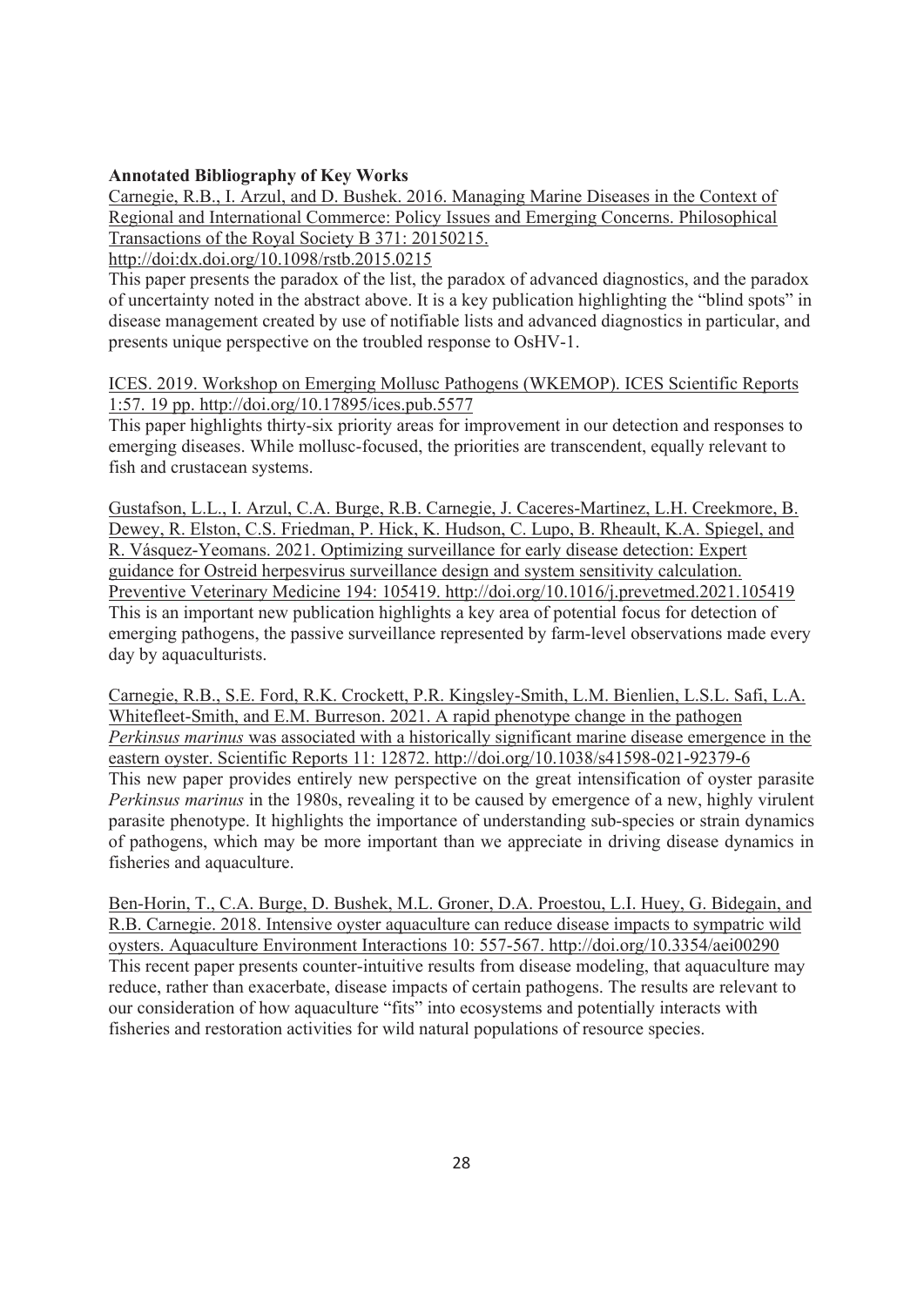**Annotated Bibliography of Key Works**

Carnegie, R.B., I. Arzul, and D. Bushek. 2016. Managing Marine Diseases in the Context of Regional and International Commerce: Policy Issues and Emerging Concerns. Philosophical Transactions of the Royal Society B 371: 20150215.
http://doi:dx.doi.org/10.1098/rstb.2015.0215

This paper presents the paradox of the list, the paradox of advanced diagnostics, and the paradox of uncertainty noted in the abstract above. It is a key publication highlighting the "blind spots" in disease management created by use of notifiable lists and advanced diagnostics in particular, and presents unique perspective on the troubled response to OsHV-1.

ICES. 2019. Workshop on Emerging Mollusc Pathogens (WKEMOP). ICES Scientific Reports 1:57. 19 pp. http://doi.org/10.17895/ices.pub.5577

This paper highlights thirty-six priority areas for improvement in our detection and responses to emerging diseases. While mollusc-focused, the priorities are transcendent, equally relevant to fish and crustacean systems.

Gustafson, L.L., I. Arzul, C.A. Burge, R.B. Carnegie, J. Caceres-Martinez, L.H. Creekmore, B. Dewey, R. Elston, C.S. Friedman, P. Hick, K. Hudson, C. Lupo, B. Rheault, K.A. Spiegel, and R. Vásquez-Yeomans. 2021. Optimizing surveillance for early disease detection: Expert guidance for Ostreid herpesvirus surveillance design and system sensitivity calculation. Preventive Veterinary Medicine 194: 105419. http://doi.org/10.1016/j.prevetmed.2021.105419

This is an important new publication highlights a key area of potential focus for detection of emerging pathogens, the passive surveillance represented by farm-level observations made every day by aquaculturists.

Carnegie, R.B., S.E. Ford, R.K. Crockett, P.R. Kingsley-Smith, L.M. Bienlien, L.S.L. Safi, L.A. Whitefleet-Smith, and E.M. Burreson. 2021. A rapid phenotype change in the pathogen *Perkinsus marinus* was associated with a historically significant marine disease emergence in the eastern oyster. Scientific Reports 11: 12872. http://doi.org/10.1038/s41598-021-92379-6

This new paper provides entirely new perspective on the great intensification of oyster parasite *Perkinsus marinus* in the 1980s, revealing it to be caused by emergence of a new, highly virulent parasite phenotype. It highlights the importance of understanding sub-species or strain dynamics of pathogens, which may be more important than we appreciate in driving disease dynamics in fisheries and aquaculture.

Ben-Horin, T., C.A. Burge, D. Bushek, M.L. Groner, D.A. Proestou, L.I. Huey, G. Bidegain, and R.B. Carnegie. 2018. Intensive oyster aquaculture can reduce disease impacts to sympatric wild oysters. Aquaculture Environment Interactions 10: 557-567. http://doi.org/10.3354/aei00290

This recent paper presents counter-intuitive results from disease modeling, that aquaculture may reduce, rather than exacerbate, disease impacts of certain pathogens. The results are relevant to our consideration of how aquaculture "fits" into ecosystems and potentially interacts with fisheries and restoration activities for wild natural populations of resource species.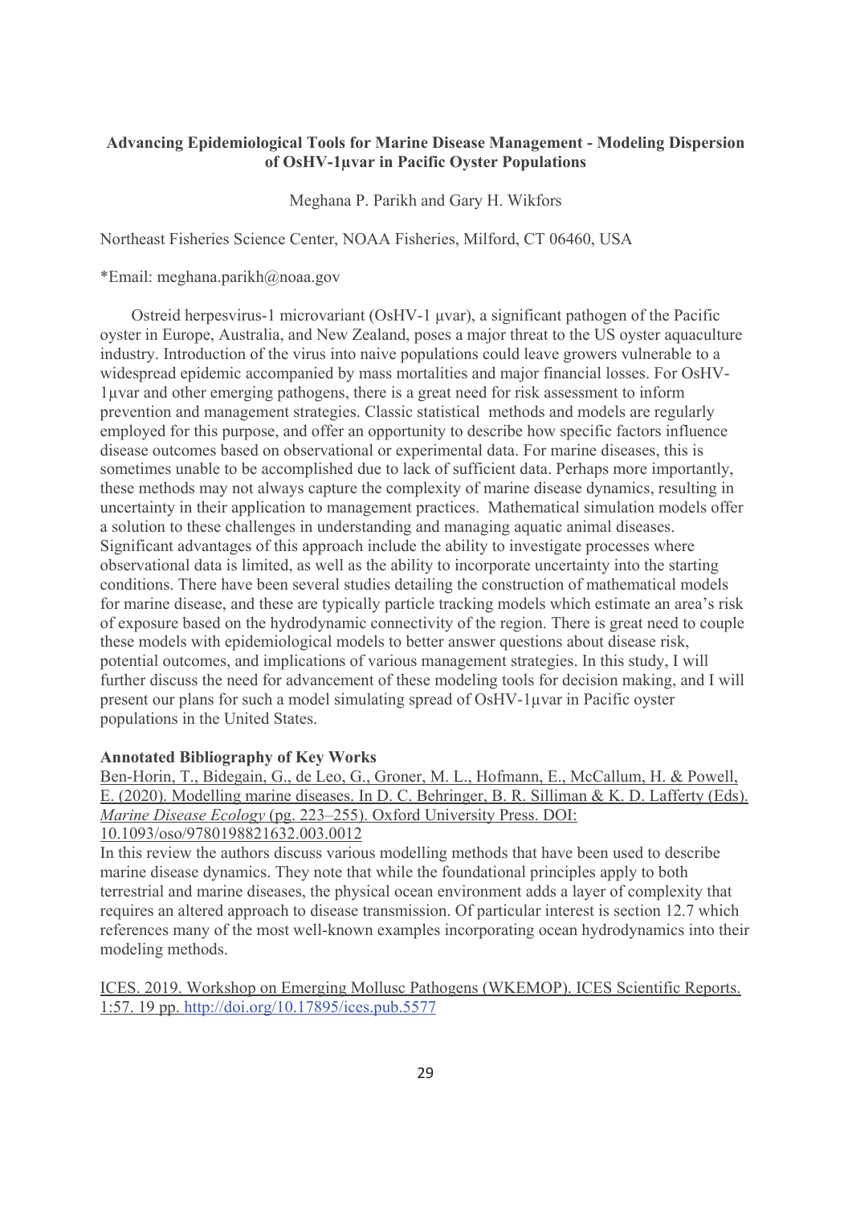**Advancing Epidemiological Tools for Marine Disease Management - Modeling Dispersion of OsHV-1μvar in Pacific Oyster Populations**

Meghana P. Parikh and Gary H. Wikfors

Northeast Fisheries Science Center, NOAA Fisheries, Milford, CT 06460, USA

*Email: meghana.parikh@noaa.gov

Ostreid herpesvirus-1 microvariant (OsHV-1 μvar), a significant pathogen of the Pacific oyster in Europe, Australia, and New Zealand, poses a major threat to the US oyster aquaculture industry. Introduction of the virus into naive populations could leave growers vulnerable to a widespread epidemic accompanied by mass mortalities and major financial losses. For OsHV-1μvar and other emerging pathogens, there is a great need for risk assessment to inform prevention and management strategies. Classic statistical methods and models are regularly employed for this purpose, and offer an opportunity to describe how specific factors influence disease outcomes based on observational or experimental data. For marine diseases, this is sometimes unable to be accomplished due to lack of sufficient data. Perhaps more importantly, these methods may not always capture the complexity of marine disease dynamics, resulting in uncertainty in their application to management practices. Mathematical simulation models offer a solution to these challenges in understanding and managing aquatic animal diseases. Significant advantages of this approach include the ability to investigate processes where observational data is limited, as well as the ability to incorporate uncertainty into the starting conditions. There have been several studies detailing the construction of mathematical models for marine disease, and these are typically particle tracking models which estimate an area's risk of exposure based on the hydrodynamic connectivity of the region. There is great need to couple these models with epidemiological models to better answer questions about disease risk, potential outcomes, and implications of various management strategies. In this study, I will further discuss the need for advancement of these modeling tools for decision making, and I will present our plans for such a model simulating spread of OsHV-1μvar in Pacific oyster populations in the United States.

**Annotated Bibliography of Key Works**

Ben-Horin, T., Bidegain, G., de Leo, G., Groner, M. L., Hofmann, E., McCallum, H. & Powell, E. (2020). Modelling marine diseases. In D. C. Behringer, B. R. Silliman & K. D. Lafferty (Eds). *Marine Disease Ecology* (pg. 223–255). Oxford University Press. DOI: 10.1093/oso/9780198821632.003.0012

In this review the authors discuss various modelling methods that have been used to describe marine disease dynamics. They note that while the foundational principles apply to both terrestrial and marine diseases, the physical ocean environment adds a layer of complexity that requires an altered approach to disease transmission. Of particular interest is section 12.7 which references many of the most well-known examples incorporating ocean hydrodynamics into their modeling methods.

ICES. 2019. Workshop on Emerging Mollusc Pathogens (WKEMOP). ICES Scientific Reports. 1:57. 19 pp. http://doi.org/10.17895/ices.pub.5577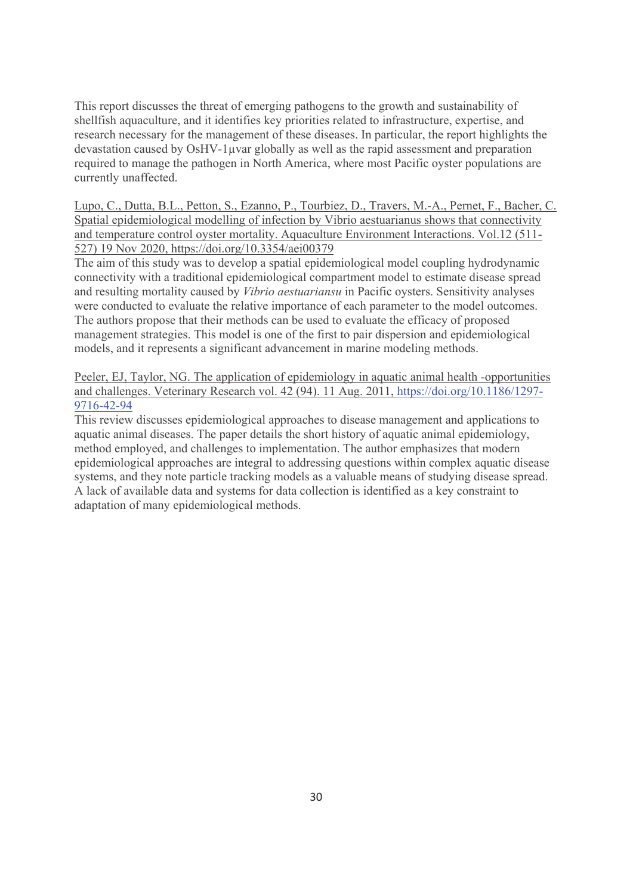This report discusses the threat of emerging pathogens to the growth and sustainability of shellfish aquaculture, and it identifies key priorities related to infrastructure, expertise, and research necessary for the management of these diseases. In particular, the report highlights the devastation caused by OsHV-1µvar globally as well as the rapid assessment and preparation required to manage the pathogen in North America, where most Pacific oyster populations are currently unaffected.

Lupo, C., Dutta, B.L., Petton, S., Ezanno, P., Tourbiez, D., Travers, M.-A., Pernet, F., Bacher, C. Spatial epidemiological modelling of infection by Vibrio aestuarianus shows that connectivity and temperature control oyster mortality. Aquaculture Environment Interactions. Vol.12 (511-527) 19 Nov 2020, https://doi.org/10.3354/aei00379

The aim of this study was to develop a spatial epidemiological model coupling hydrodynamic connectivity with a traditional epidemiological compartment model to estimate disease spread and resulting mortality caused by *Vibrio aestuariansu* in Pacific oysters. Sensitivity analyses were conducted to evaluate the relative importance of each parameter to the model outcomes. The authors propose that their methods can be used to evaluate the efficacy of proposed management strategies. This model is one of the first to pair dispersion and epidemiological models, and it represents a significant advancement in marine modeling methods.

Peeler, EJ, Taylor, NG. The application of epidemiology in aquatic animal health -opportunities and challenges. Veterinary Research vol. 42 (94). 11 Aug. 2011, https://doi.org/10.1186/1297-9716-42-94

This review discusses epidemiological approaches to disease management and applications to aquatic animal diseases. The paper details the short history of aquatic animal epidemiology, method employed, and challenges to implementation. The author emphasizes that modern epidemiological approaches are integral to addressing questions within complex aquatic disease systems, and they note particle tracking models as a valuable means of studying disease spread. A lack of available data and systems for data collection is identified as a key constraint to adaptation of many epidemiological methods.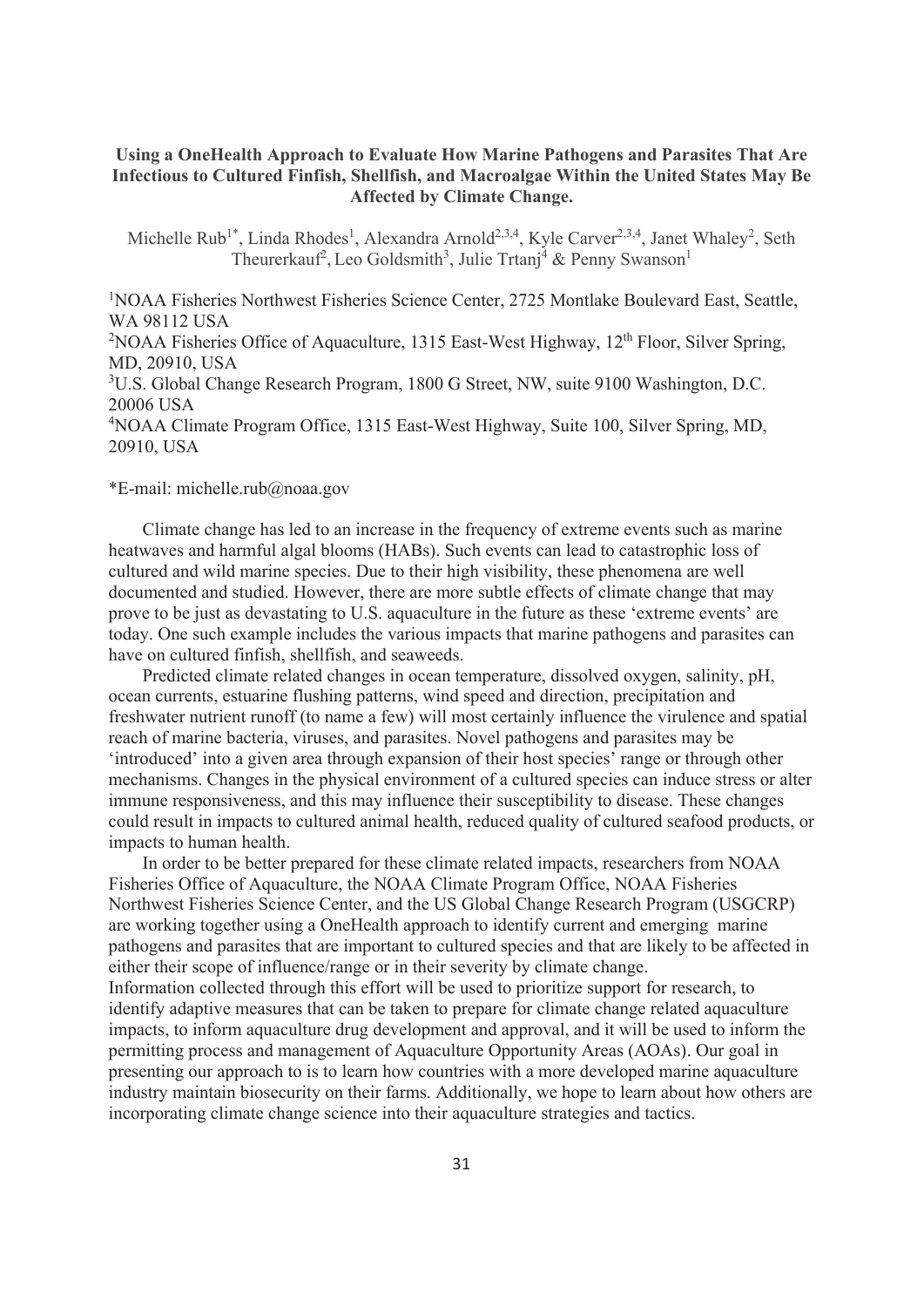**Using a OneHealth Approach to Evaluate How Marine Pathogens and Parasites That Are Infectious to Cultured Finfish, Shellfish, and Macroalgae Within the United States May Be Affected by Climate Change.**

Michelle Rub[1*], Linda Rhodes[1], Alexandra Arnold[2,3,4], Kyle Carver[2,3,4], Janet Whaley[2], Seth Theurerkauf[2], Leo Goldsmith[3], Julie Trtanj[4] & Penny Swanson[1]

[1]NOAA Fisheries Northwest Fisheries Science Center, 2725 Montlake Boulevard East, Seattle, WA 98112 USA
[2]NOAA Fisheries Office of Aquaculture, 1315 East-West Highway, 12th Floor, Silver Spring, MD, 20910, USA
[3]U.S. Global Change Research Program, 1800 G Street, NW, suite 9100 Washington, D.C. 20006 USA
[4]NOAA Climate Program Office, 1315 East-West Highway, Suite 100, Silver Spring, MD, 20910, USA

*E-mail: michelle.rub@noaa.gov

Climate change has led to an increase in the frequency of extreme events such as marine heatwaves and harmful algal blooms (HABs). Such events can lead to catastrophic loss of cultured and wild marine species. Due to their high visibility, these phenomena are well documented and studied. However, there are more subtle effects of climate change that may prove to be just as devastating to U.S. aquaculture in the future as these 'extreme events' are today. One such example includes the various impacts that marine pathogens and parasites can have on cultured finfish, shellfish, and seaweeds.

Predicted climate related changes in ocean temperature, dissolved oxygen, salinity, pH, ocean currents, estuarine flushing patterns, wind speed and direction, precipitation and freshwater nutrient runoff (to name a few) will most certainly influence the virulence and spatial reach of marine bacteria, viruses, and parasites. Novel pathogens and parasites may be 'introduced' into a given area through expansion of their host species' range or through other mechanisms. Changes in the physical environment of a cultured species can induce stress or alter immune responsiveness, and this may influence their susceptibility to disease. These changes could result in impacts to cultured animal health, reduced quality of cultured seafood products, or impacts to human health.

In order to be better prepared for these climate related impacts, researchers from NOAA Fisheries Office of Aquaculture, the NOAA Climate Program Office, NOAA Fisheries Northwest Fisheries Science Center, and the US Global Change Research Program (USGCRP) are working together using a OneHealth approach to identify current and emerging marine pathogens and parasites that are important to cultured species and that are likely to be affected in either their scope of influence/range or in their severity by climate change.
Information collected through this effort will be used to prioritize support for research, to identify adaptive measures that can be taken to prepare for climate change related aquaculture impacts, to inform aquaculture drug development and approval, and it will be used to inform the permitting process and management of Aquaculture Opportunity Areas (AOAs). Our goal in presenting our approach to is to learn how countries with a more developed marine aquaculture industry maintain biosecurity on their farms. Additionally, we hope to learn about how others are incorporating climate change science into their aquaculture strategies and tactics.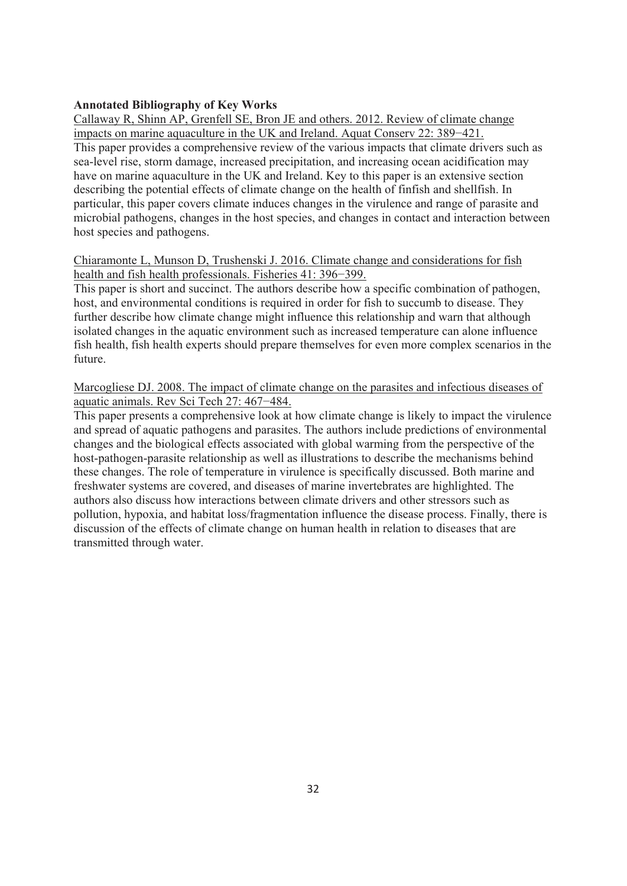**Annotated Bibliography of Key Works**

Callaway R, Shinn AP, Grenfell SE, Bron JE and others. 2012. Review of climate change impacts on marine aquaculture in the UK and Ireland. Aquat Conserv 22: 389−421.

This paper provides a comprehensive review of the various impacts that climate drivers such as sea-level rise, storm damage, increased precipitation, and increasing ocean acidification may have on marine aquaculture in the UK and Ireland. Key to this paper is an extensive section describing the potential effects of climate change on the health of finfish and shellfish. In particular, this paper covers climate induces changes in the virulence and range of parasite and microbial pathogens, changes in the host species, and changes in contact and interaction between host species and pathogens.

Chiaramonte L, Munson D, Trushenski J. 2016. Climate change and considerations for fish health and fish health professionals. Fisheries 41: 396−399.

This paper is short and succinct. The authors describe how a specific combination of pathogen, host, and environmental conditions is required in order for fish to succumb to disease. They further describe how climate change might influence this relationship and warn that although isolated changes in the aquatic environment such as increased temperature can alone influence fish health, fish health experts should prepare themselves for even more complex scenarios in the future.

Marcogliese DJ. 2008. The impact of climate change on the parasites and infectious diseases of aquatic animals. Rev Sci Tech 27: 467−484.

This paper presents a comprehensive look at how climate change is likely to impact the virulence and spread of aquatic pathogens and parasites. The authors include predictions of environmental changes and the biological effects associated with global warming from the perspective of the host-pathogen-parasite relationship as well as illustrations to describe the mechanisms behind these changes. The role of temperature in virulence is specifically discussed. Both marine and freshwater systems are covered, and diseases of marine invertebrates are highlighted. The authors also discuss how interactions between climate drivers and other stressors such as pollution, hypoxia, and habitat loss/fragmentation influence the disease process. Finally, there is discussion of the effects of climate change on human health in relation to diseases that are transmitted through water.